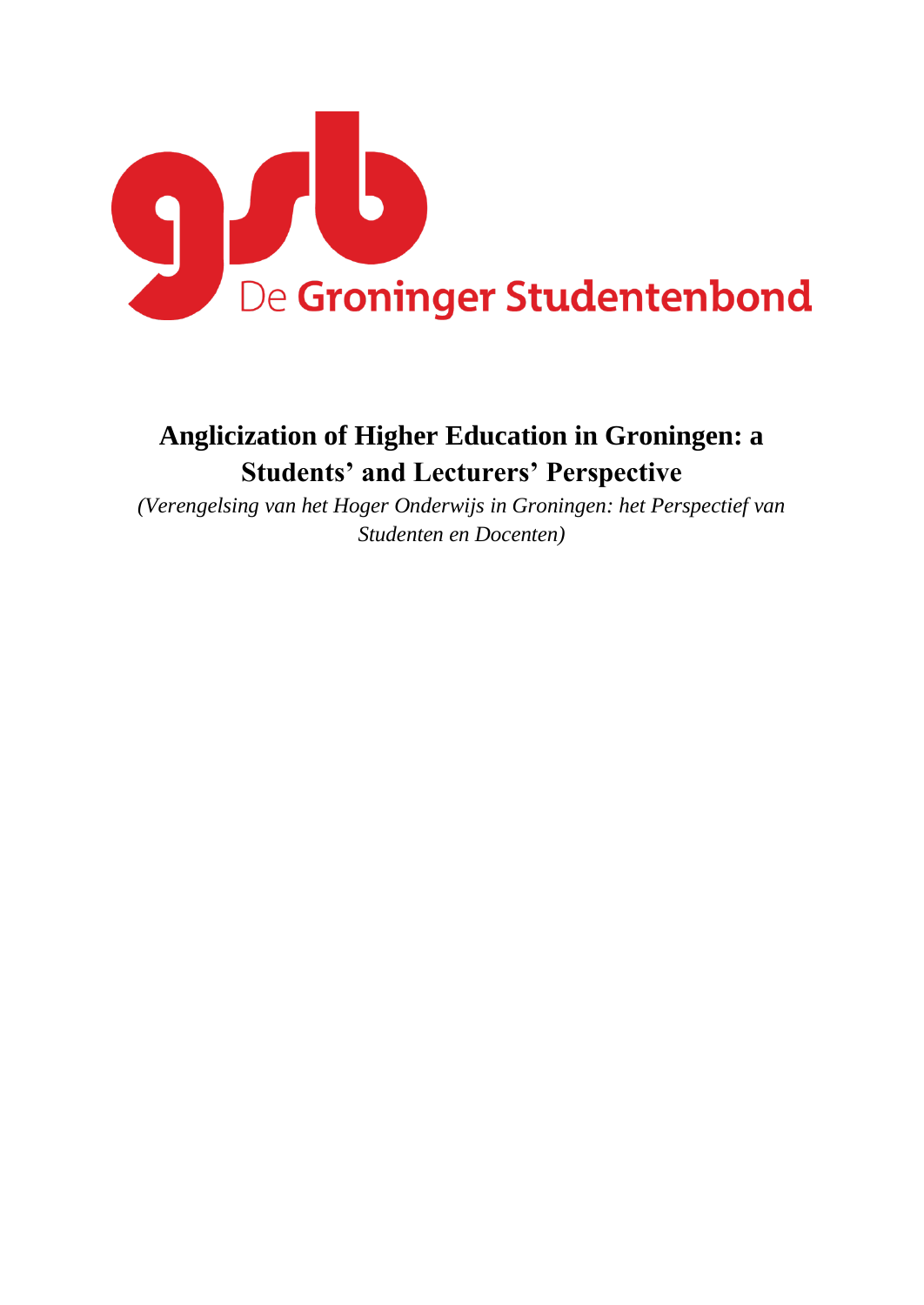gsb De Groninger Studentenbond

# Anglicization of Higher Education in Groningen: a Students' and Lecturers' Perspective

*(Verengelsing van het Hoger Onderwijs in Groningen: het Perspectief van Studenten en Docenten)*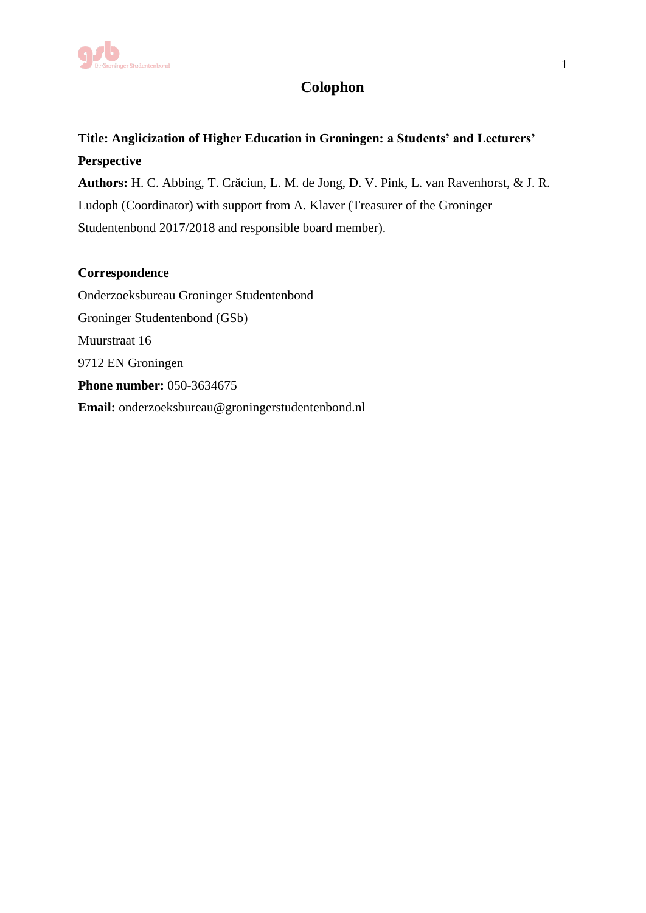# Colophon

**Title: Anglicization of Higher Education in Groningen: a Students' and Lecturers' Perspective**

**Authors:** H. C. Abbing, T. Crăciun, L. M. de Jong, D. V. Pink, L. van Ravenhorst, & J. R. Ludoph (Coordinator) with support from A. Klaver (Treasurer of the Groninger Studentenbond 2017/2018 and responsible board member).

**Correspondence**

Onderzoeksbureau Groninger Studentenbond

Groninger Studentenbond (GSb)

Muurstraat 16

9712 EN Groningen

**Phone number:** 050-3634675

**Email:** onderzoeksbureau@groningerstudentenbond.nl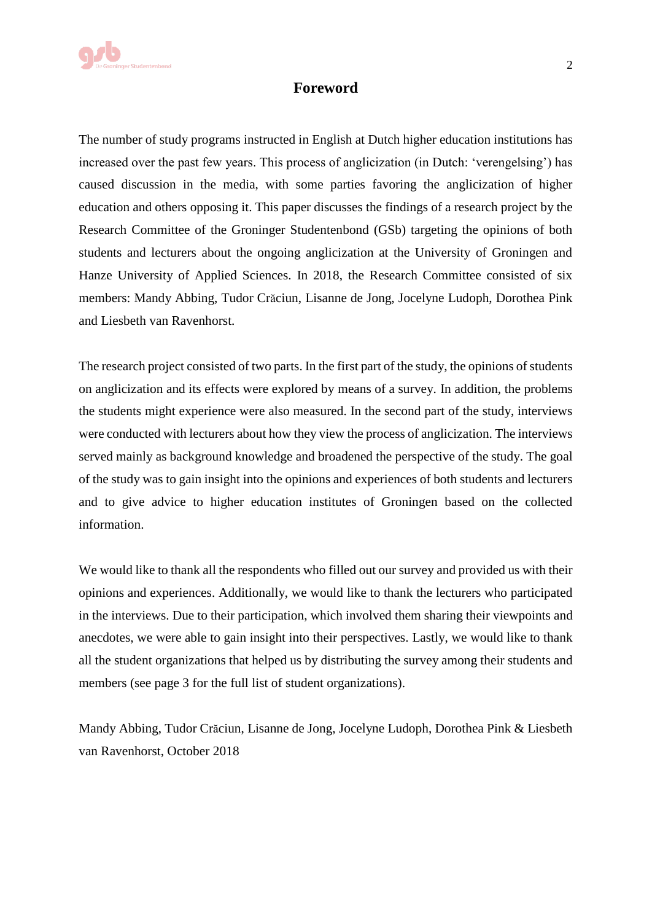# Foreword

The number of study programs instructed in English at Dutch higher education institutions has increased over the past few years. This process of anglicization (in Dutch: 'verengelsing') has caused discussion in the media, with some parties favoring the anglicization of higher education and others opposing it. This paper discusses the findings of a research project by the Research Committee of the Groninger Studentenbond (GSb) targeting the opinions of both students and lecturers about the ongoing anglicization at the University of Groningen and Hanze University of Applied Sciences. In 2018, the Research Committee consisted of six members: Mandy Abbing, Tudor Crăciun, Lisanne de Jong, Jocelyne Ludoph, Dorothea Pink and Liesbeth van Ravenhorst.

The research project consisted of two parts. In the first part of the study, the opinions of students on anglicization and its effects were explored by means of a survey. In addition, the problems the students might experience were also measured. In the second part of the study, interviews were conducted with lecturers about how they view the process of anglicization. The interviews served mainly as background knowledge and broadened the perspective of the study. The goal of the study was to gain insight into the opinions and experiences of both students and lecturers and to give advice to higher education institutes of Groningen based on the collected information.

We would like to thank all the respondents who filled out our survey and provided us with their opinions and experiences. Additionally, we would like to thank the lecturers who participated in the interviews. Due to their participation, which involved them sharing their viewpoints and anecdotes, we were able to gain insight into their perspectives. Lastly, we would like to thank all the student organizations that helped us by distributing the survey among their students and members (see page 3 for the full list of student organizations).

Mandy Abbing, Tudor Crăciun, Lisanne de Jong, Jocelyne Ludoph, Dorothea Pink & Liesbeth van Ravenhorst, October 2018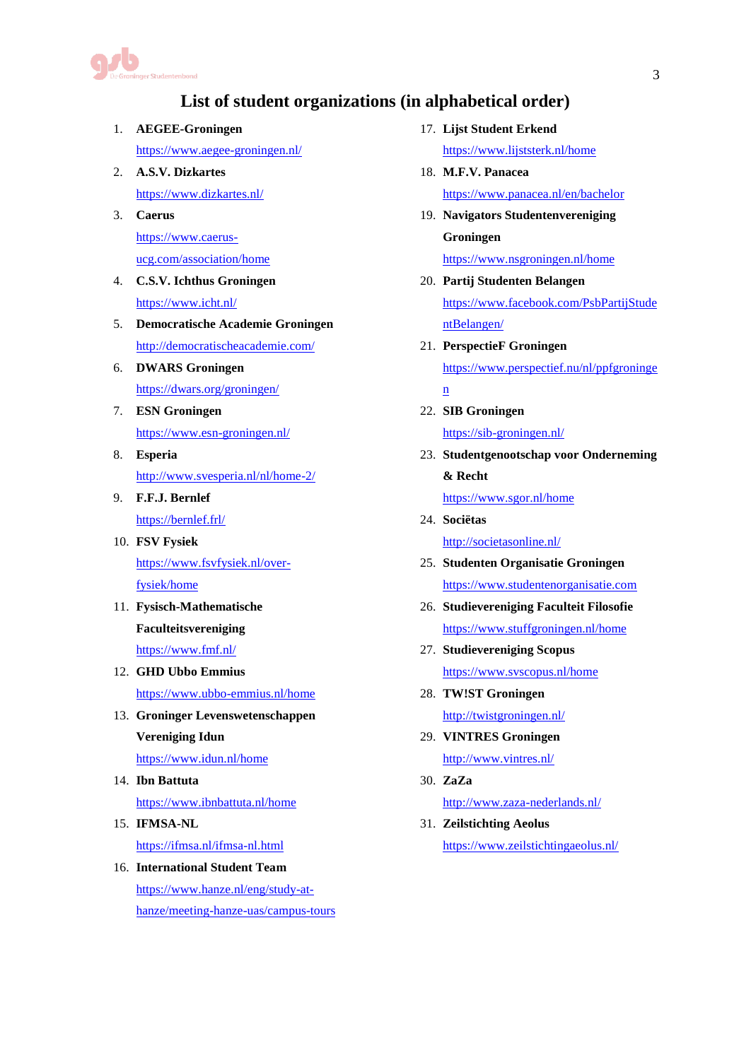# List of student organizations (in alphabetical order)

1. **AEGEE-Groningen**
   https://www.aegee-groningen.nl/
2. **A.S.V. Dizkartes**
   https://www.dizkartes.nl/
3. **Caerus**
   https://www.caerus-ucg.com/association/home
4. **C.S.V. Ichthus Groningen**
   https://www.icht.nl/
5. **Democratische Academie Groningen**
   http://democratischeacademie.com/
6. **DWARS Groningen**
   https://dwars.org/groningen/
7. **ESN Groningen**
   https://www.esn-groningen.nl/
8. **Esperia**
   http://www.svesperia.nl/nl/home-2/
9. **F.F.J. Bernlef**
   https://bernlef.frl/
10. **FSV Fysiek**
    https://www.fsvfysiek.nl/over-fysiek/home
11. **Fysisch-Mathematische Faculteitsvereniging**
    https://www.fmf.nl/
12. **GHD Ubbo Emmius**
    https://www.ubbo-emmius.nl/home
13. **Groninger Levenswetenschappen Vereniging Idun**
    https://www.idun.nl/home
14. **Ibn Battuta**
    https://www.ibnbattuta.nl/home
15. **IFMSA-NL**
    https://ifmsa.nl/ifmsa-nl.html
16. **International Student Team**
    https://www.hanze.nl/eng/study-at-hanze/meeting-hanze-uas/campus-tours
17. **Lijst Student Erkend**
    https://www.lijststerk.nl/home
18. **M.F.V. Panacea**
    https://www.panacea.nl/en/bachelor
19. **Navigators Studentenvereniging Groningen**
    https://www.nsgroningen.nl/home
20. **Partij Studenten Belangen**
    https://www.facebook.com/PsbPartijStudentBelangen/
21. **PerspectieF Groningen**
    https://www.perspectief.nu/nl/ppfgroningen
22. **SIB Groningen**
    https://sib-groningen.nl/
23. **Studentgenootschap voor Onderneming & Recht**
    https://www.sgor.nl/home
24. **Sociëtas**
    http://societasonline.nl/
25. **Studenten Organisatie Groningen**
    https://www.studentenorganisatie.com
26. **Studievereniging Faculteit Filosofie**
    https://www.stuffgroningen.nl/home
27. **Studievereniging Scopus**
    https://www.svscopus.nl/home
28. **TW!ST Groningen**
    http://twistgroningen.nl/
29. **VINTRES Groningen**
    http://www.vintres.nl/
30. **ZaZa**
    http://www.zaza-nederlands.nl/
31. **Zeilstichting Aeolus**
    https://www.zeilstichtingaeolus.nl/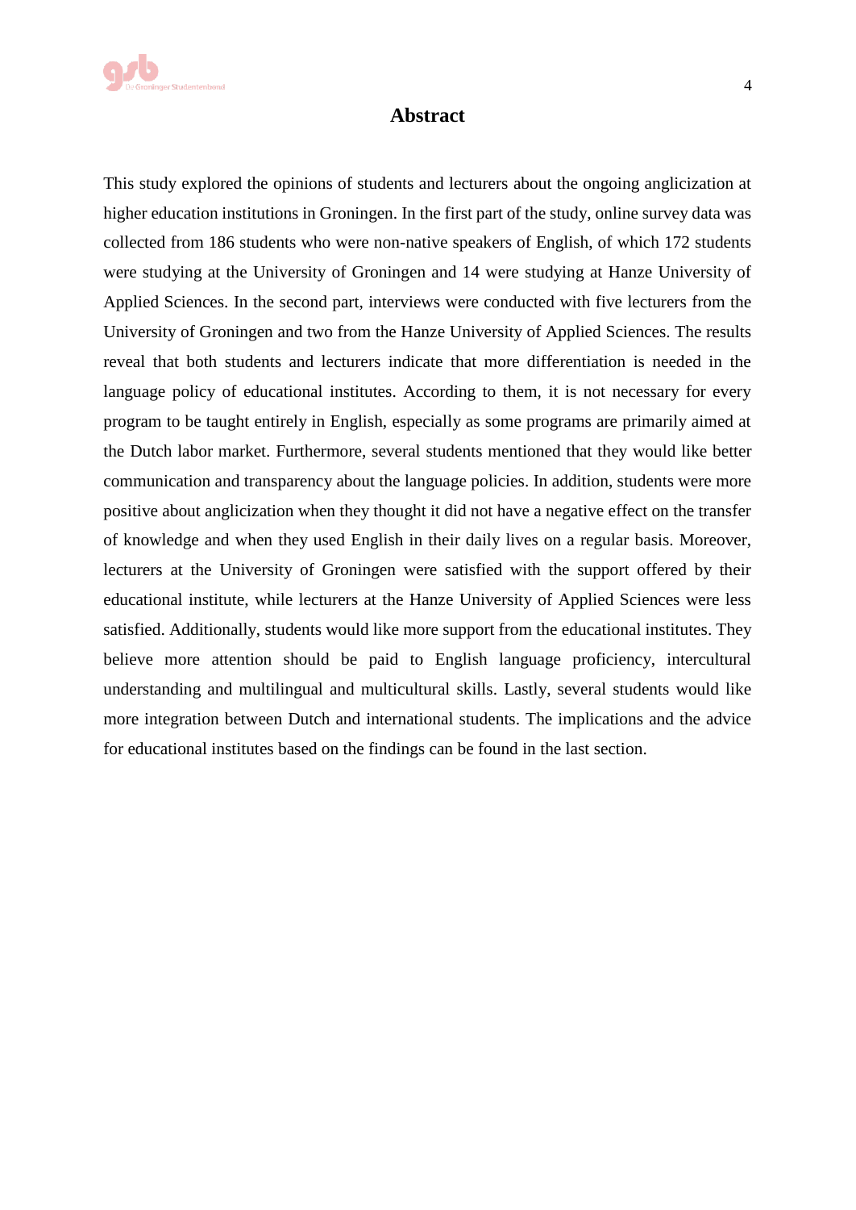# Abstract

This study explored the opinions of students and lecturers about the ongoing anglicization at higher education institutions in Groningen. In the first part of the study, online survey data was collected from 186 students who were non-native speakers of English, of which 172 students were studying at the University of Groningen and 14 were studying at Hanze University of Applied Sciences. In the second part, interviews were conducted with five lecturers from the University of Groningen and two from the Hanze University of Applied Sciences. The results reveal that both students and lecturers indicate that more differentiation is needed in the language policy of educational institutes. According to them, it is not necessary for every program to be taught entirely in English, especially as some programs are primarily aimed at the Dutch labor market. Furthermore, several students mentioned that they would like better communication and transparency about the language policies. In addition, students were more positive about anglicization when they thought it did not have a negative effect on the transfer of knowledge and when they used English in their daily lives on a regular basis. Moreover, lecturers at the University of Groningen were satisfied with the support offered by their educational institute, while lecturers at the Hanze University of Applied Sciences were less satisfied. Additionally, students would like more support from the educational institutes. They believe more attention should be paid to English language proficiency, intercultural understanding and multilingual and multicultural skills. Lastly, several students would like more integration between Dutch and international students. The implications and the advice for educational institutes based on the findings can be found in the last section.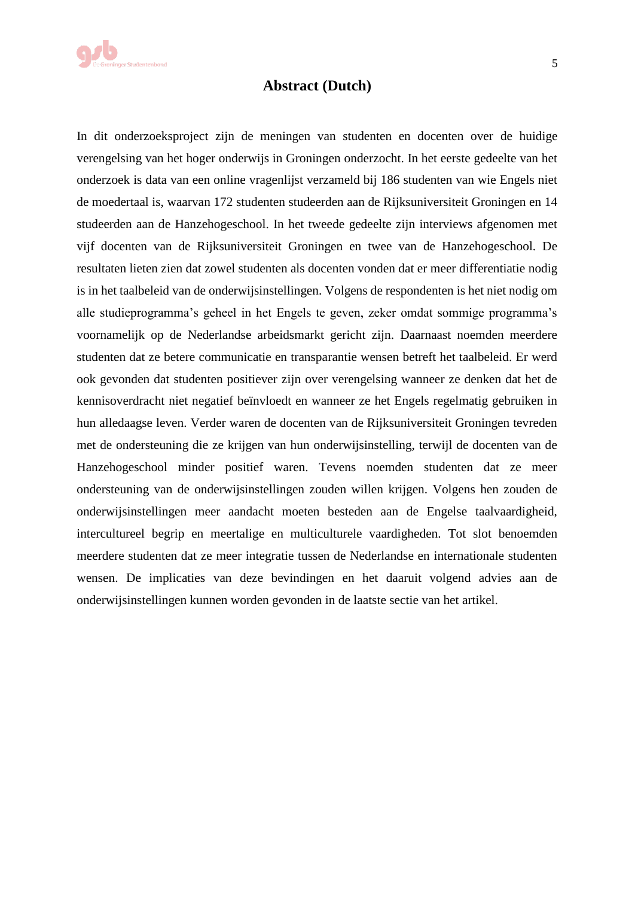## Abstract (Dutch)

In dit onderzoeksproject zijn de meningen van studenten en docenten over de huidige verengelsing van het hoger onderwijs in Groningen onderzocht. In het eerste gedeelte van het onderzoek is data van een online vragenlijst verzameld bij 186 studenten van wie Engels niet de moedertaal is, waarvan 172 studenten studeerden aan de Rijksuniversiteit Groningen en 14 studeerden aan de Hanzehogeschool. In het tweede gedeelte zijn interviews afgenomen met vijf docenten van de Rijksuniversiteit Groningen en twee van de Hanzehogeschool. De resultaten lieten zien dat zowel studenten als docenten vonden dat er meer differentiatie nodig is in het taalbeleid van de onderwijsinstellingen. Volgens de respondenten is het niet nodig om alle studieprogramma's geheel in het Engels te geven, zeker omdat sommige programma's voornamelijk op de Nederlandse arbeidsmarkt gericht zijn. Daarnaast noemden meerdere studenten dat ze betere communicatie en transparantie wensen betreft het taalbeleid. Er werd ook gevonden dat studenten positiever zijn over verengelsing wanneer ze denken dat het de kennisoverdracht niet negatief beïnvloedt en wanneer ze het Engels regelmatig gebruiken in hun alledaagse leven. Verder waren de docenten van de Rijksuniversiteit Groningen tevreden met de ondersteuning die ze krijgen van hun onderwijsinstelling, terwijl de docenten van de Hanzehogeschool minder positief waren. Tevens noemden studenten dat ze meer ondersteuning van de onderwijsinstellingen zouden willen krijgen. Volgens hen zouden de onderwijsinstellingen meer aandacht moeten besteden aan de Engelse taalvaardigheid, intercultureel begrip en meertalige en multiculturele vaardigheden. Tot slot benoemden meerdere studenten dat ze meer integratie tussen de Nederlandse en internationale studenten wensen. De implicaties van deze bevindingen en het daaruit volgend advies aan de onderwijsinstellingen kunnen worden gevonden in de laatste sectie van het artikel.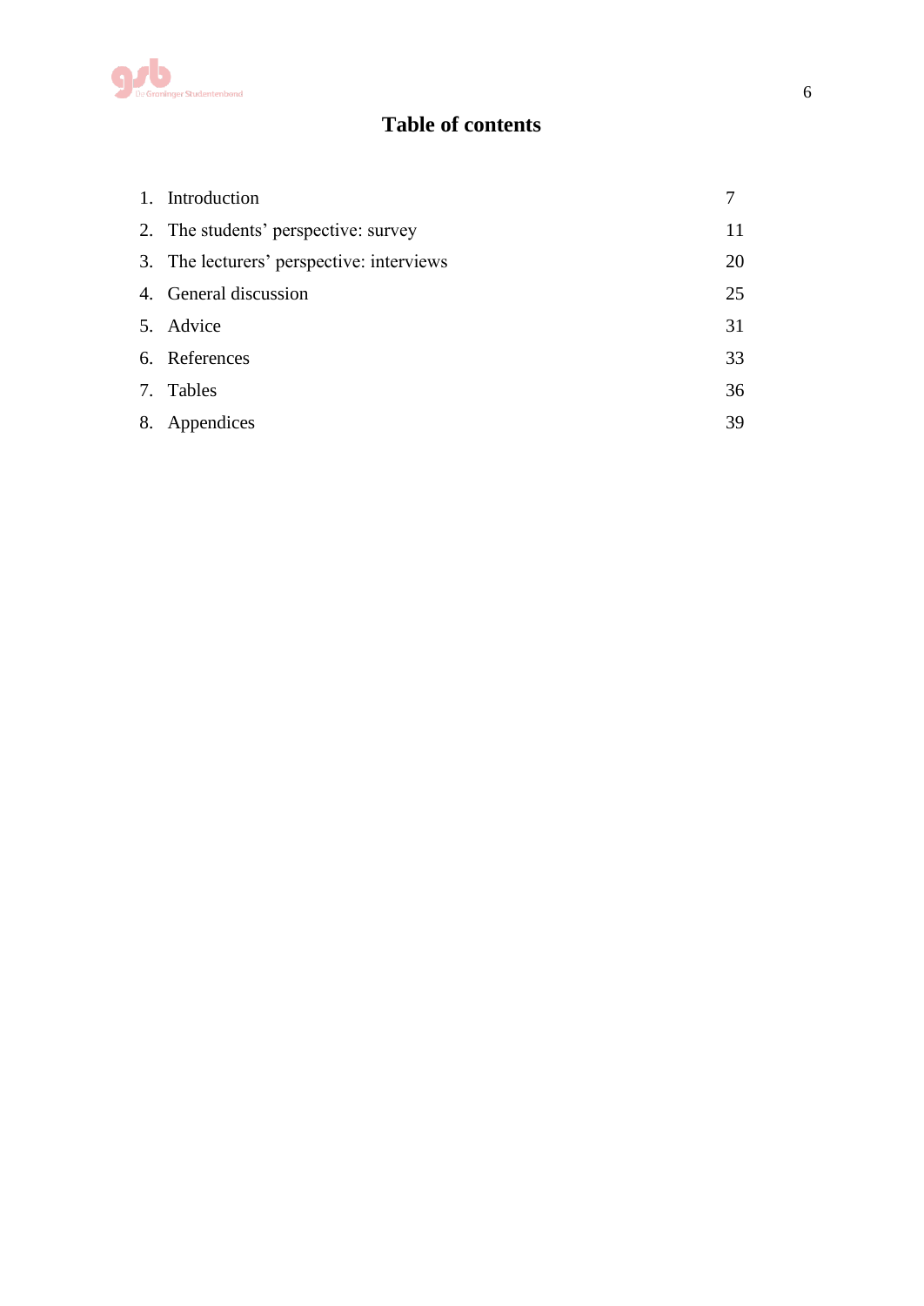# Table of contents

| | |
|---|---|
| 1. Introduction | 7 |
| 2. The students' perspective: survey | 11 |
| 3. The lecturers' perspective: interviews | 20 |
| 4. General discussion | 25 |
| 5. Advice | 31 |
| 6. References | 33 |
| 7. Tables | 36 |
| 8. Appendices | 39 |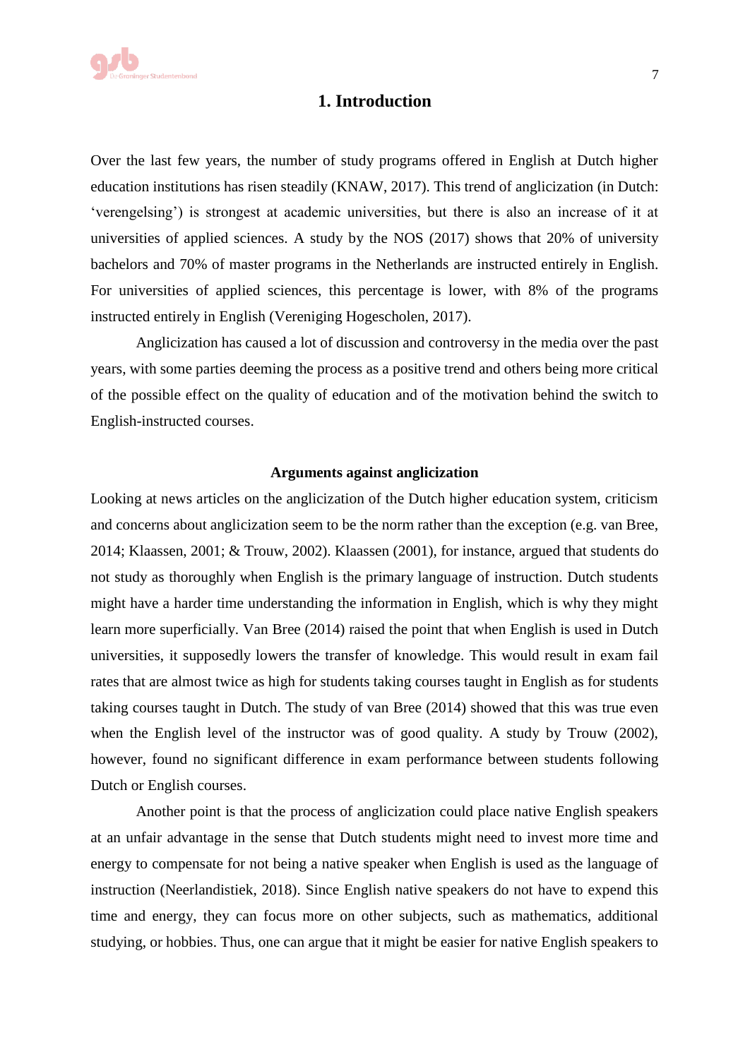# 1. Introduction

Over the last few years, the number of study programs offered in English at Dutch higher education institutions has risen steadily (KNAW, 2017). This trend of anglicization (in Dutch: 'verengelsing') is strongest at academic universities, but there is also an increase of it at universities of applied sciences. A study by the NOS (2017) shows that 20% of university bachelors and 70% of master programs in the Netherlands are instructed entirely in English. For universities of applied sciences, this percentage is lower, with 8% of the programs instructed entirely in English (Vereniging Hogescholen, 2017).

Anglicization has caused a lot of discussion and controversy in the media over the past years, with some parties deeming the process as a positive trend and others being more critical of the possible effect on the quality of education and of the motivation behind the switch to English-instructed courses.

### Arguments against anglicization

Looking at news articles on the anglicization of the Dutch higher education system, criticism and concerns about anglicization seem to be the norm rather than the exception (e.g. van Bree, 2014; Klaassen, 2001; & Trouw, 2002). Klaassen (2001), for instance, argued that students do not study as thoroughly when English is the primary language of instruction. Dutch students might have a harder time understanding the information in English, which is why they might learn more superficially. Van Bree (2014) raised the point that when English is used in Dutch universities, it supposedly lowers the transfer of knowledge. This would result in exam fail rates that are almost twice as high for students taking courses taught in English as for students taking courses taught in Dutch. The study of van Bree (2014) showed that this was true even when the English level of the instructor was of good quality. A study by Trouw (2002), however, found no significant difference in exam performance between students following Dutch or English courses.

Another point is that the process of anglicization could place native English speakers at an unfair advantage in the sense that Dutch students might need to invest more time and energy to compensate for not being a native speaker when English is used as the language of instruction (Neerlandistiek, 2018). Since English native speakers do not have to expend this time and energy, they can focus more on other subjects, such as mathematics, additional studying, or hobbies. Thus, one can argue that it might be easier for native English speakers to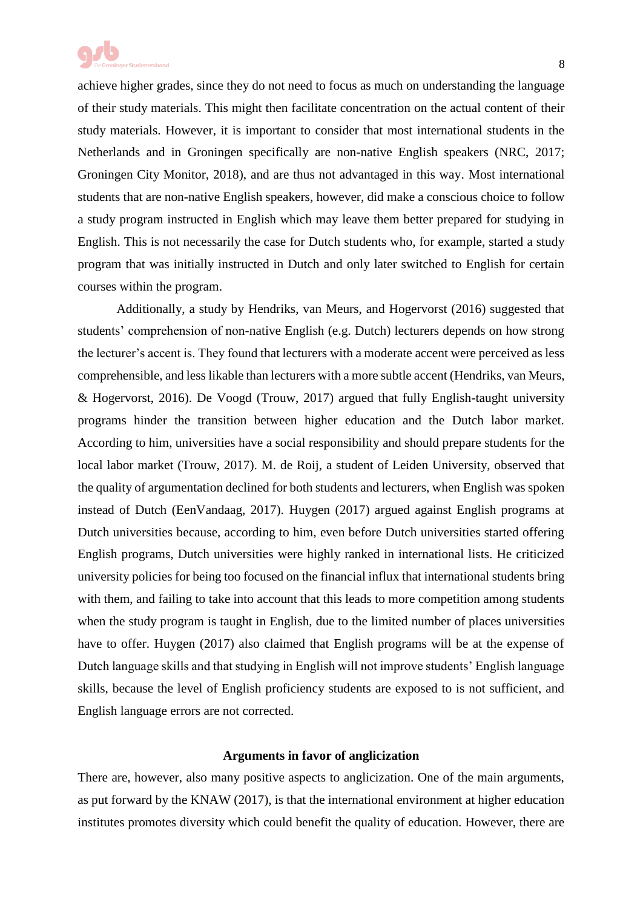achieve higher grades, since they do not need to focus as much on understanding the language of their study materials. This might then facilitate concentration on the actual content of their study materials. However, it is important to consider that most international students in the Netherlands and in Groningen specifically are non-native English speakers (NRC, 2017; Groningen City Monitor, 2018), and are thus not advantaged in this way. Most international students that are non-native English speakers, however, did make a conscious choice to follow a study program instructed in English which may leave them better prepared for studying in English. This is not necessarily the case for Dutch students who, for example, started a study program that was initially instructed in Dutch and only later switched to English for certain courses within the program.

Additionally, a study by Hendriks, van Meurs, and Hogervorst (2016) suggested that students' comprehension of non-native English (e.g. Dutch) lecturers depends on how strong the lecturer's accent is. They found that lecturers with a moderate accent were perceived as less comprehensible, and less likable than lecturers with a more subtle accent (Hendriks, van Meurs, & Hogervorst, 2016). De Voogd (Trouw, 2017) argued that fully English-taught university programs hinder the transition between higher education and the Dutch labor market. According to him, universities have a social responsibility and should prepare students for the local labor market (Trouw, 2017). M. de Roij, a student of Leiden University, observed that the quality of argumentation declined for both students and lecturers, when English was spoken instead of Dutch (EenVandaag, 2017). Huygen (2017) argued against English programs at Dutch universities because, according to him, even before Dutch universities started offering English programs, Dutch universities were highly ranked in international lists. He criticized university policies for being too focused on the financial influx that international students bring with them, and failing to take into account that this leads to more competition among students when the study program is taught in English, due to the limited number of places universities have to offer. Huygen (2017) also claimed that English programs will be at the expense of Dutch language skills and that studying in English will not improve students' English language skills, because the level of English proficiency students are exposed to is not sufficient, and English language errors are not corrected.

### Arguments in favor of anglicization

There are, however, also many positive aspects to anglicization. One of the main arguments, as put forward by the KNAW (2017), is that the international environment at higher education institutes promotes diversity which could benefit the quality of education. However, there are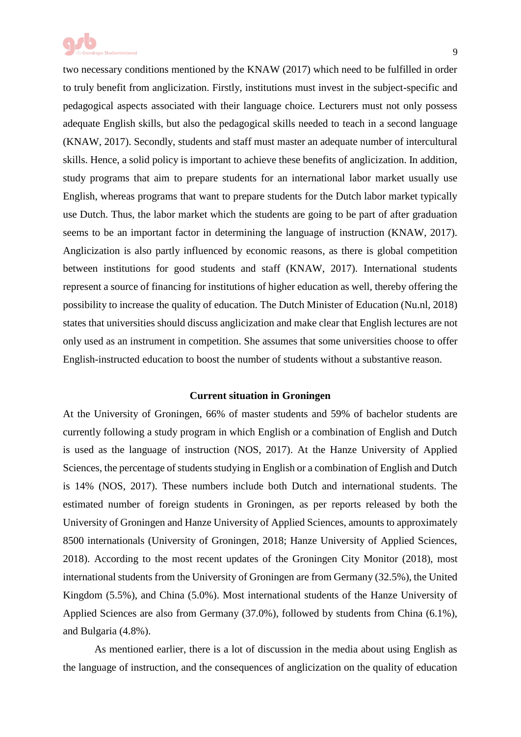two necessary conditions mentioned by the KNAW (2017) which need to be fulfilled in order to truly benefit from anglicization. Firstly, institutions must invest in the subject-specific and pedagogical aspects associated with their language choice. Lecturers must not only possess adequate English skills, but also the pedagogical skills needed to teach in a second language (KNAW, 2017). Secondly, students and staff must master an adequate number of intercultural skills. Hence, a solid policy is important to achieve these benefits of anglicization. In addition, study programs that aim to prepare students for an international labor market usually use English, whereas programs that want to prepare students for the Dutch labor market typically use Dutch. Thus, the labor market which the students are going to be part of after graduation seems to be an important factor in determining the language of instruction (KNAW, 2017). Anglicization is also partly influenced by economic reasons, as there is global competition between institutions for good students and staff (KNAW, 2017). International students represent a source of financing for institutions of higher education as well, thereby offering the possibility to increase the quality of education. The Dutch Minister of Education (Nu.nl, 2018) states that universities should discuss anglicization and make clear that English lectures are not only used as an instrument in competition. She assumes that some universities choose to offer English-instructed education to boost the number of students without a substantive reason.

## Current situation in Groningen

At the University of Groningen, 66% of master students and 59% of bachelor students are currently following a study program in which English or a combination of English and Dutch is used as the language of instruction (NOS, 2017). At the Hanze University of Applied Sciences, the percentage of students studying in English or a combination of English and Dutch is 14% (NOS, 2017). These numbers include both Dutch and international students. The estimated number of foreign students in Groningen, as per reports released by both the University of Groningen and Hanze University of Applied Sciences, amounts to approximately 8500 internationals (University of Groningen, 2018; Hanze University of Applied Sciences, 2018). According to the most recent updates of the Groningen City Monitor (2018), most international students from the University of Groningen are from Germany (32.5%), the United Kingdom (5.5%), and China (5.0%). Most international students of the Hanze University of Applied Sciences are also from Germany (37.0%), followed by students from China (6.1%), and Bulgaria (4.8%).

As mentioned earlier, there is a lot of discussion in the media about using English as the language of instruction, and the consequences of anglicization on the quality of education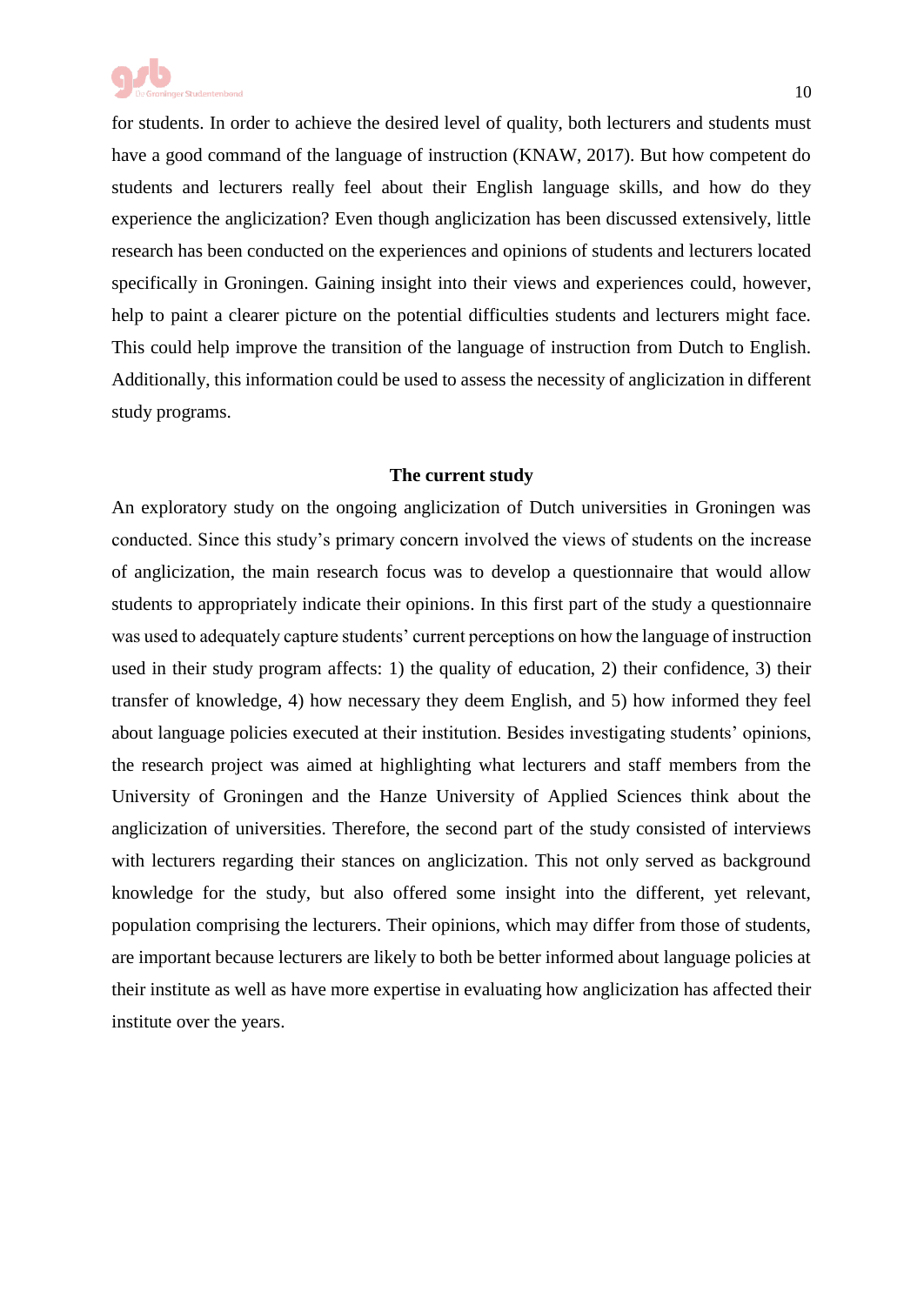for students. In order to achieve the desired level of quality, both lecturers and students must have a good command of the language of instruction (KNAW, 2017). But how competent do students and lecturers really feel about their English language skills, and how do they experience the anglicization? Even though anglicization has been discussed extensively, little research has been conducted on the experiences and opinions of students and lecturers located specifically in Groningen. Gaining insight into their views and experiences could, however, help to paint a clearer picture on the potential difficulties students and lecturers might face. This could help improve the transition of the language of instruction from Dutch to English. Additionally, this information could be used to assess the necessity of anglicization in different study programs.

## The current study

An exploratory study on the ongoing anglicization of Dutch universities in Groningen was conducted. Since this study's primary concern involved the views of students on the increase of anglicization, the main research focus was to develop a questionnaire that would allow students to appropriately indicate their opinions. In this first part of the study a questionnaire was used to adequately capture students' current perceptions on how the language of instruction used in their study program affects: 1) the quality of education, 2) their confidence, 3) their transfer of knowledge, 4) how necessary they deem English, and 5) how informed they feel about language policies executed at their institution. Besides investigating students' opinions, the research project was aimed at highlighting what lecturers and staff members from the University of Groningen and the Hanze University of Applied Sciences think about the anglicization of universities. Therefore, the second part of the study consisted of interviews with lecturers regarding their stances on anglicization. This not only served as background knowledge for the study, but also offered some insight into the different, yet relevant, population comprising the lecturers. Their opinions, which may differ from those of students, are important because lecturers are likely to both be better informed about language policies at their institute as well as have more expertise in evaluating how anglicization has affected their institute over the years.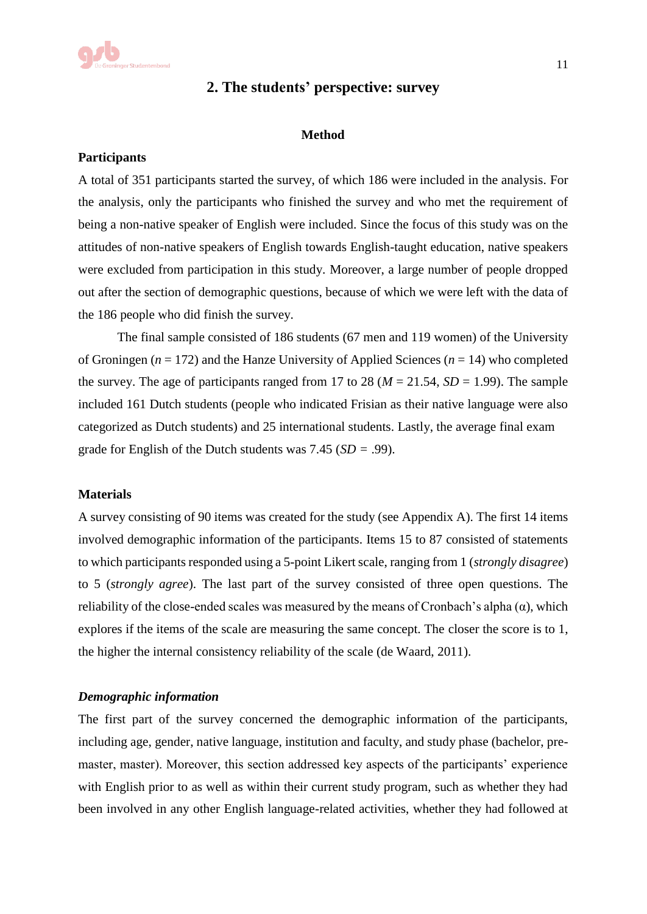## 2. The students' perspective: survey

### Method

#### Participants

A total of 351 participants started the survey, of which 186 were included in the analysis. For the analysis, only the participants who finished the survey and who met the requirement of being a non-native speaker of English were included. Since the focus of this study was on the attitudes of non-native speakers of English towards English-taught education, native speakers were excluded from participation in this study. Moreover, a large number of people dropped out after the section of demographic questions, because of which we were left with the data of the 186 people who did finish the survey.

The final sample consisted of 186 students (67 men and 119 women) of the University of Groningen ($n$ = 172) and the Hanze University of Applied Sciences ($n$ = 14) who completed the survey. The age of participants ranged from 17 to 28 ($M$ = 21.54, $SD$ = 1.99). The sample included 161 Dutch students (people who indicated Frisian as their native language were also categorized as Dutch students) and 25 international students. Lastly, the average final exam grade for English of the Dutch students was 7.45 ($SD$ = .99).

#### Materials

A survey consisting of 90 items was created for the study (see Appendix A). The first 14 items involved demographic information of the participants. Items 15 to 87 consisted of statements to which participants responded using a 5-point Likert scale, ranging from 1 (*strongly disagree*) to 5 (*strongly agree*). The last part of the survey consisted of three open questions. The reliability of the close-ended scales was measured by the means of Cronbach's alpha (α), which explores if the items of the scale are measuring the same concept. The closer the score is to 1, the higher the internal consistency reliability of the scale (de Waard, 2011).

#### *Demographic information*

The first part of the survey concerned the demographic information of the participants, including age, gender, native language, institution and faculty, and study phase (bachelor, pre-master, master). Moreover, this section addressed key aspects of the participants' experience with English prior to as well as within their current study program, such as whether they had been involved in any other English language-related activities, whether they had followed at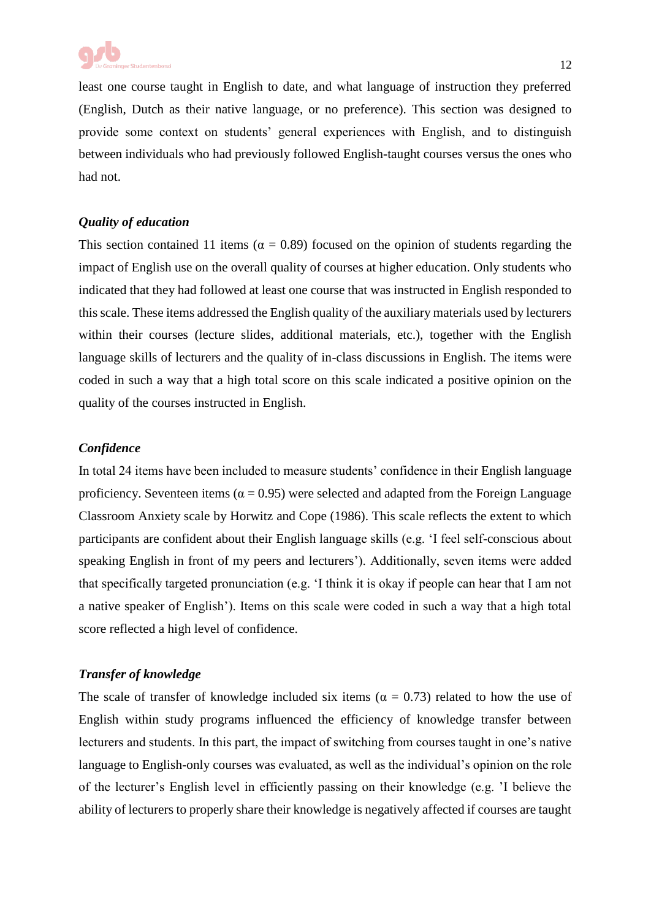least one course taught in English to date, and what language of instruction they preferred (English, Dutch as their native language, or no preference). This section was designed to provide some context on students' general experiences with English, and to distinguish between individuals who had previously followed English-taught courses versus the ones who had not.

### *Quality of education*

This section contained 11 items ($\alpha = 0.89$) focused on the opinion of students regarding the impact of English use on the overall quality of courses at higher education. Only students who indicated that they had followed at least one course that was instructed in English responded to this scale. These items addressed the English quality of the auxiliary materials used by lecturers within their courses (lecture slides, additional materials, etc.), together with the English language skills of lecturers and the quality of in-class discussions in English. The items were coded in such a way that a high total score on this scale indicated a positive opinion on the quality of the courses instructed in English.

### *Confidence*

In total 24 items have been included to measure students' confidence in their English language proficiency. Seventeen items ($\alpha = 0.95$) were selected and adapted from the Foreign Language Classroom Anxiety scale by Horwitz and Cope (1986). This scale reflects the extent to which participants are confident about their English language skills (e.g. 'I feel self-conscious about speaking English in front of my peers and lecturers'). Additionally, seven items were added that specifically targeted pronunciation (e.g. 'I think it is okay if people can hear that I am not a native speaker of English'). Items on this scale were coded in such a way that a high total score reflected a high level of confidence.

### *Transfer of knowledge*

The scale of transfer of knowledge included six items ($\alpha = 0.73$) related to how the use of English within study programs influenced the efficiency of knowledge transfer between lecturers and students. In this part, the impact of switching from courses taught in one's native language to English-only courses was evaluated, as well as the individual's opinion on the role of the lecturer's English level in efficiently passing on their knowledge (e.g. 'I believe the ability of lecturers to properly share their knowledge is negatively affected if courses are taught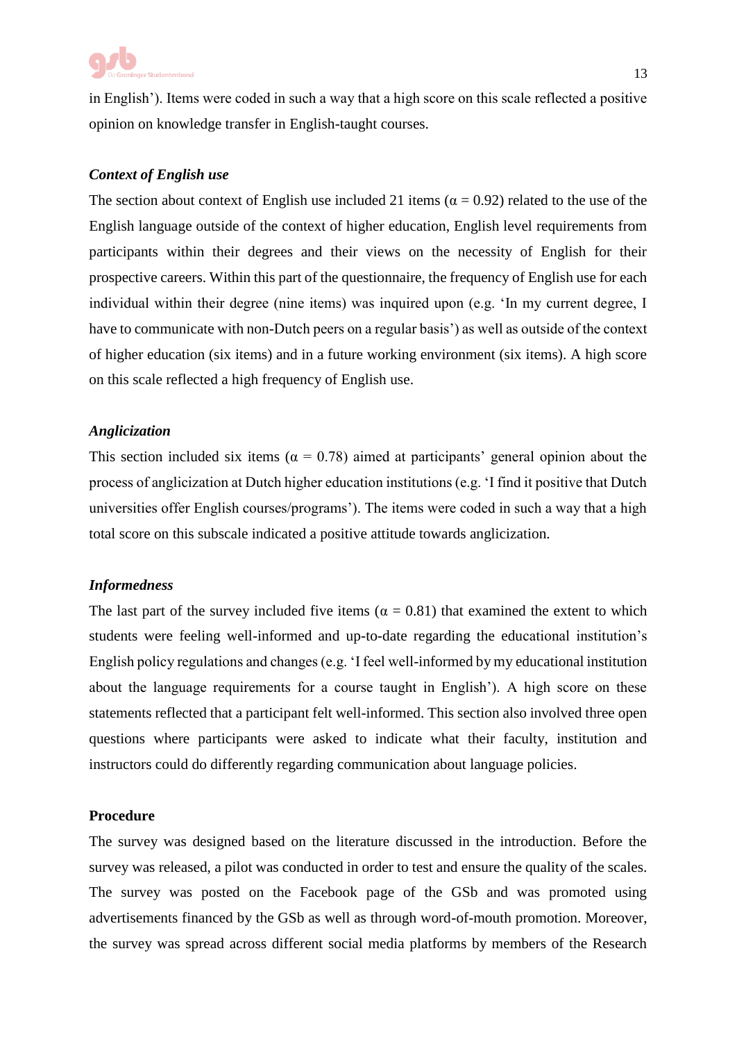in English'). Items were coded in such a way that a high score on this scale reflected a positive opinion on knowledge transfer in English-taught courses.

### *Context of English use*

The section about context of English use included 21 items ($\alpha = 0.92$) related to the use of the English language outside of the context of higher education, English level requirements from participants within their degrees and their views on the necessity of English for their prospective careers. Within this part of the questionnaire, the frequency of English use for each individual within their degree (nine items) was inquired upon (e.g. 'In my current degree, I have to communicate with non-Dutch peers on a regular basis') as well as outside of the context of higher education (six items) and in a future working environment (six items). A high score on this scale reflected a high frequency of English use.

### *Anglicization*

This section included six items ($\alpha = 0.78$) aimed at participants' general opinion about the process of anglicization at Dutch higher education institutions (e.g. 'I find it positive that Dutch universities offer English courses/programs'). The items were coded in such a way that a high total score on this subscale indicated a positive attitude towards anglicization.

### *Informedness*

The last part of the survey included five items ($\alpha = 0.81$) that examined the extent to which students were feeling well-informed and up-to-date regarding the educational institution's English policy regulations and changes (e.g. 'I feel well-informed by my educational institution about the language requirements for a course taught in English'). A high score on these statements reflected that a participant felt well-informed. This section also involved three open questions where participants were asked to indicate what their faculty, institution and instructors could do differently regarding communication about language policies.

## Procedure

The survey was designed based on the literature discussed in the introduction. Before the survey was released, a pilot was conducted in order to test and ensure the quality of the scales. The survey was posted on the Facebook page of the GSb and was promoted using advertisements financed by the GSb as well as through word-of-mouth promotion. Moreover, the survey was spread across different social media platforms by members of the Research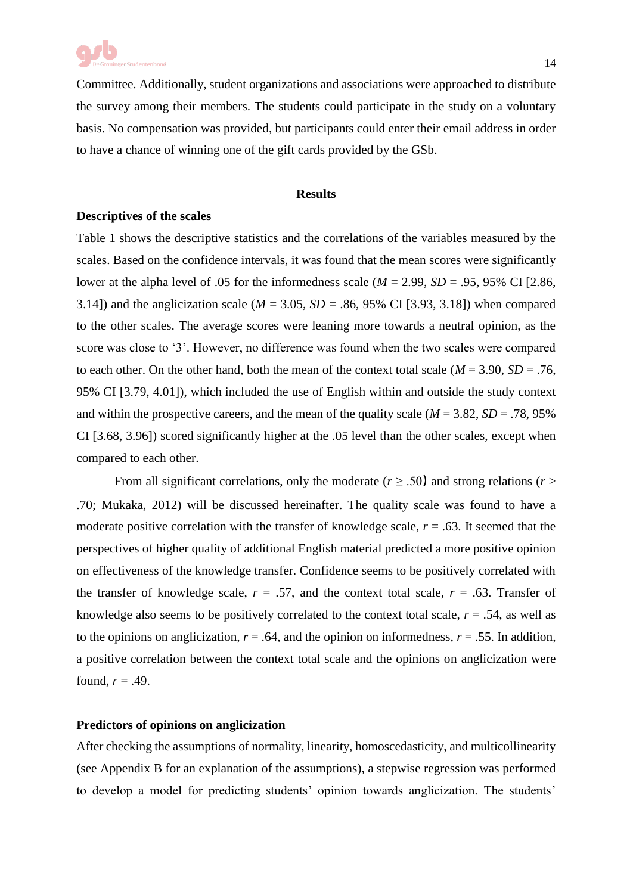Committee. Additionally, student organizations and associations were approached to distribute the survey among their members. The students could participate in the study on a voluntary basis. No compensation was provided, but participants could enter their email address in order to have a chance of winning one of the gift cards provided by the GSb.

## Results

### Descriptives of the scales

Table 1 shows the descriptive statistics and the correlations of the variables measured by the scales. Based on the confidence intervals, it was found that the mean scores were significantly lower at the alpha level of .05 for the informedness scale ($M$ = 2.99, $SD$ = .95, 95% CI [2.86, 3.14]) and the anglicization scale ($M$ = 3.05, $SD$ = .86, 95% CI [3.93, 3.18]) when compared to the other scales. The average scores were leaning more towards a neutral opinion, as the score was close to '3'. However, no difference was found when the two scales were compared to each other. On the other hand, both the mean of the context total scale ($M$ = 3.90, $SD$ = .76, 95% CI [3.79, 4.01]), which included the use of English within and outside the study context and within the prospective careers, and the mean of the quality scale ($M$ = 3.82, $SD$ = .78, 95% CI [3.68, 3.96]) scored significantly higher at the .05 level than the other scales, except when compared to each other.

From all significant correlations, only the moderate ($r \geq .50$) and strong relations ($r > .70$; Mukaka, 2012) will be discussed hereinafter. The quality scale was found to have a moderate positive correlation with the transfer of knowledge scale, $r$ = .63. It seemed that the perspectives of higher quality of additional English material predicted a more positive opinion on effectiveness of the knowledge transfer. Confidence seems to be positively correlated with the transfer of knowledge scale, $r$ = .57, and the context total scale, $r$ = .63. Transfer of knowledge also seems to be positively correlated to the context total scale, $r$ = .54, as well as to the opinions on anglicization, $r$ = .64, and the opinion on informedness, $r$ = .55. In addition, a positive correlation between the context total scale and the opinions on anglicization were found, $r$ = .49.

### Predictors of opinions on anglicization

After checking the assumptions of normality, linearity, homoscedasticity, and multicollinearity (see Appendix B for an explanation of the assumptions), a stepwise regression was performed to develop a model for predicting students' opinion towards anglicization. The students'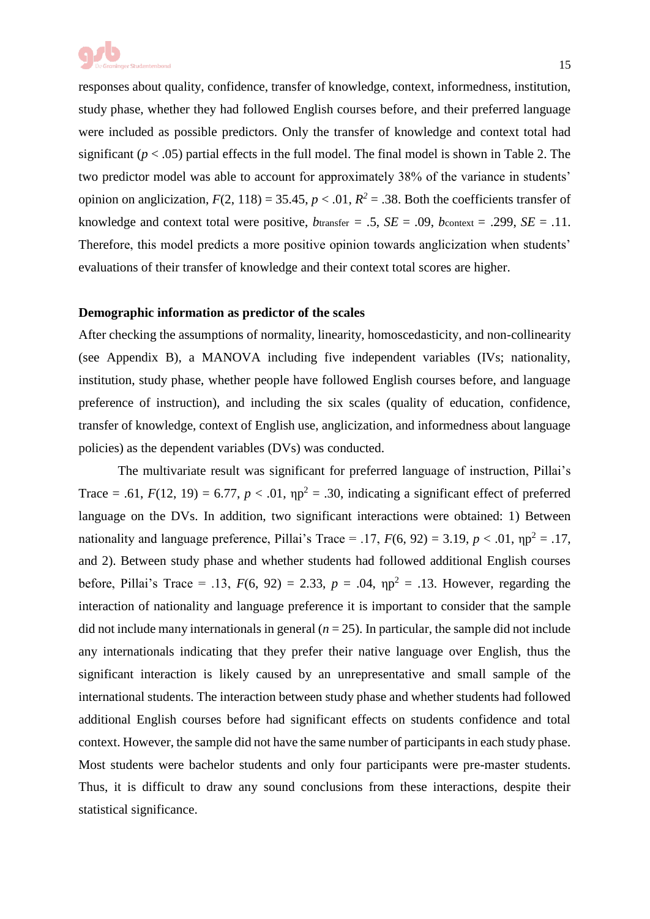responses about quality, confidence, transfer of knowledge, context, informedness, institution, study phase, whether they had followed English courses before, and their preferred language were included as possible predictors. Only the transfer of knowledge and context total had significant ($p < .05$) partial effects in the full model. The final model is shown in Table 2. The two predictor model was able to account for approximately 38% of the variance in students' opinion on anglicization, $F(2, 118) = 35.45$, $p < .01$, $R^2 = .38$. Both the coefficients transfer of knowledge and context total were positive, $b_{transfer} = .5$, $SE = .09$, $b_{context} = .299$, $SE = .11$. Therefore, this model predicts a more positive opinion towards anglicization when students' evaluations of their transfer of knowledge and their context total scores are higher.

**Demographic information as predictor of the scales**

After checking the assumptions of normality, linearity, homoscedasticity, and non-collinearity (see Appendix B), a MANOVA including five independent variables (IVs; nationality, institution, study phase, whether people have followed English courses before, and language preference of instruction), and including the six scales (quality of education, confidence, transfer of knowledge, context of English use, anglicization, and informedness about language policies) as the dependent variables (DVs) was conducted.

The multivariate result was significant for preferred language of instruction, Pillai's Trace = .61, $F(12, 19) = 6.77$, $p < .01$, $\eta p^2 = .30$, indicating a significant effect of preferred language on the DVs. In addition, two significant interactions were obtained: 1) Between nationality and language preference, Pillai's Trace = .17, $F(6, 92) = 3.19$, $p < .01$, $\eta p^2 = .17$, and 2). Between study phase and whether students had followed additional English courses before, Pillai's Trace = .13, $F(6, 92) = 2.33$, $p = .04$, $\eta p^2 = .13$. However, regarding the interaction of nationality and language preference it is important to consider that the sample did not include many internationals in general ($n = 25$). In particular, the sample did not include any internationals indicating that they prefer their native language over English, thus the significant interaction is likely caused by an unrepresentative and small sample of the international students. The interaction between study phase and whether students had followed additional English courses before had significant effects on students confidence and total context. However, the sample did not have the same number of participants in each study phase. Most students were bachelor students and only four participants were pre-master students. Thus, it is difficult to draw any sound conclusions from these interactions, despite their statistical significance.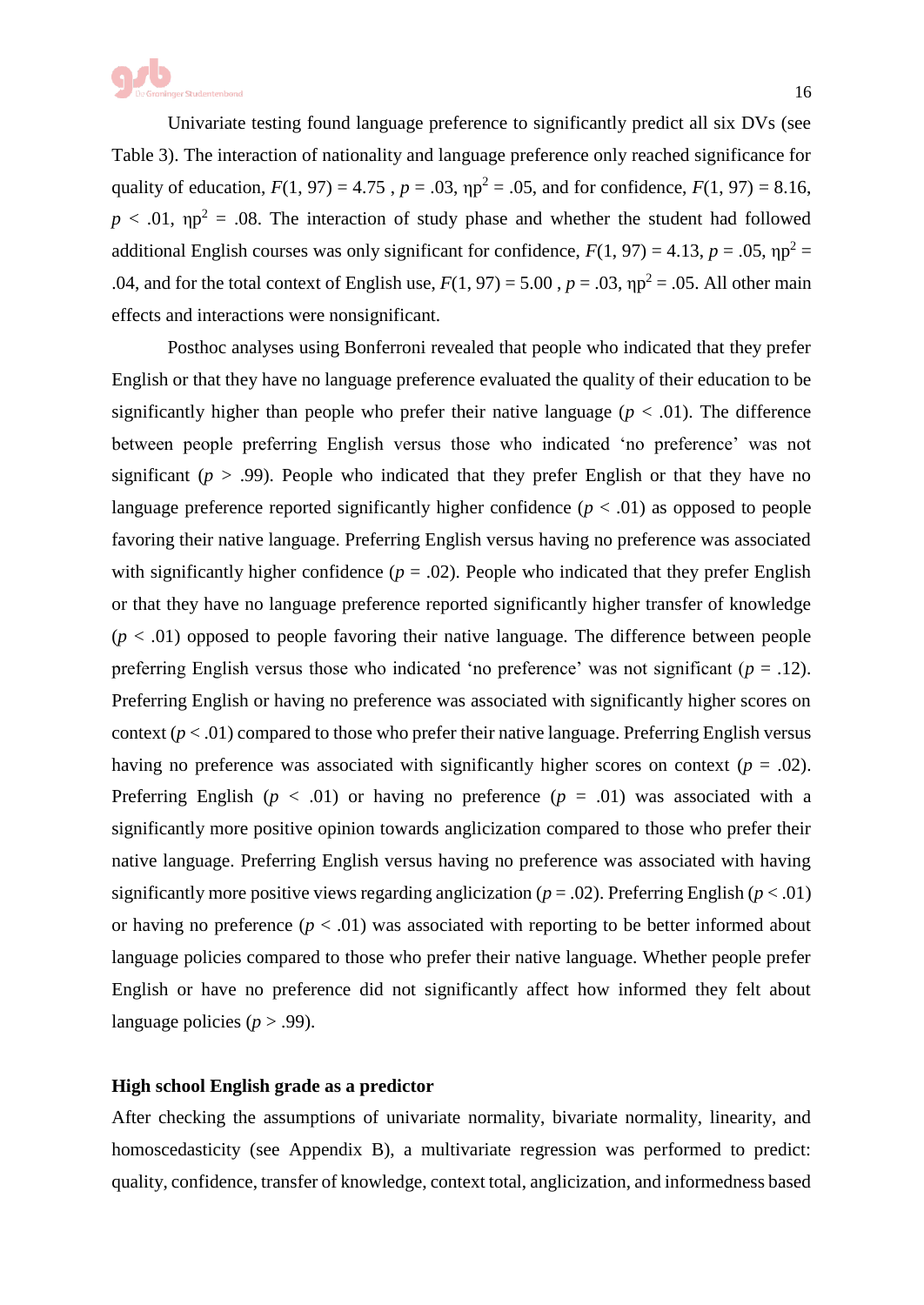Univariate testing found language preference to significantly predict all six DVs (see Table 3). The interaction of nationality and language preference only reached significance for quality of education, $F(1, 97) = 4.75$, $p = .03$, $\eta p^2 = .05$, and for confidence, $F(1, 97) = 8.16$, $p < .01$, $\eta p^2 = .08$. The interaction of study phase and whether the student had followed additional English courses was only significant for confidence, $F(1, 97) = 4.13$, $p = .05$, $\eta p^2 = .04$, and for the total context of English use, $F(1, 97) = 5.00$, $p = .03$, $\eta p^2 = .05$. All other main effects and interactions were nonsignificant.

Posthoc analyses using Bonferroni revealed that people who indicated that they prefer English or that they have no language preference evaluated the quality of their education to be significantly higher than people who prefer their native language ($p < .01$). The difference between people preferring English versus those who indicated 'no preference' was not significant ($p > .99$). People who indicated that they prefer English or that they have no language preference reported significantly higher confidence ($p < .01$) as opposed to people favoring their native language. Preferring English versus having no preference was associated with significantly higher confidence ($p = .02$). People who indicated that they prefer English or that they have no language preference reported significantly higher transfer of knowledge ($p < .01$) opposed to people favoring their native language. The difference between people preferring English versus those who indicated 'no preference' was not significant ($p = .12$). Preferring English or having no preference was associated with significantly higher scores on context ($p < .01$) compared to those who prefer their native language. Preferring English versus having no preference was associated with significantly higher scores on context ($p = .02$). Preferring English ($p < .01$) or having no preference ($p = .01$) was associated with a significantly more positive opinion towards anglicization compared to those who prefer their native language. Preferring English versus having no preference was associated with having significantly more positive views regarding anglicization ($p = .02$). Preferring English ($p < .01$) or having no preference ($p < .01$) was associated with reporting to be better informed about language policies compared to those who prefer their native language. Whether people prefer English or have no preference did not significantly affect how informed they felt about language policies ($p > .99$).

**High school English grade as a predictor**

After checking the assumptions of univariate normality, bivariate normality, linearity, and homoscedasticity (see Appendix B), a multivariate regression was performed to predict: quality, confidence, transfer of knowledge, context total, anglicization, and informedness based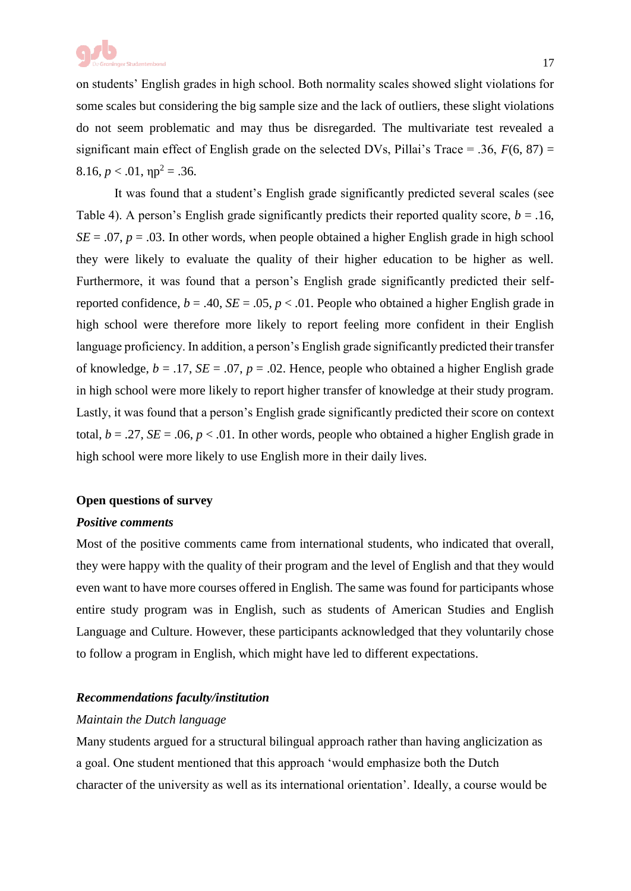on students' English grades in high school. Both normality scales showed slight violations for some scales but considering the big sample size and the lack of outliers, these slight violations do not seem problematic and may thus be disregarded. The multivariate test revealed a significant main effect of English grade on the selected DVs, Pillai's Trace = .36, $F(6, 87)$ = 8.16, $p < .01$, $\eta p^2 = .36$.

It was found that a student's English grade significantly predicted several scales (see Table 4). A person's English grade significantly predicts their reported quality score, $b = .16$, $SE = .07$, $p = .03$. In other words, when people obtained a higher English grade in high school they were likely to evaluate the quality of their higher education to be higher as well. Furthermore, it was found that a person's English grade significantly predicted their self-reported confidence, $b = .40$, $SE = .05$, $p < .01$. People who obtained a higher English grade in high school were therefore more likely to report feeling more confident in their English language proficiency. In addition, a person's English grade significantly predicted their transfer of knowledge, $b = .17$, $SE = .07$, $p = .02$. Hence, people who obtained a higher English grade in high school were more likely to report higher transfer of knowledge at their study program. Lastly, it was found that a person's English grade significantly predicted their score on context total, $b = .27$, $SE = .06$, $p < .01$. In other words, people who obtained a higher English grade in high school were more likely to use English more in their daily lives.

**Open questions of survey**

***Positive comments***

Most of the positive comments came from international students, who indicated that overall, they were happy with the quality of their program and the level of English and that they would even want to have more courses offered in English. The same was found for participants whose entire study program was in English, such as students of American Studies and English Language and Culture. However, these participants acknowledged that they voluntarily chose to follow a program in English, which might have led to different expectations.

***Recommendations faculty/institution***

*Maintain the Dutch language*

Many students argued for a structural bilingual approach rather than having anglicization as a goal. One student mentioned that this approach 'would emphasize both the Dutch character of the university as well as its international orientation'. Ideally, a course would be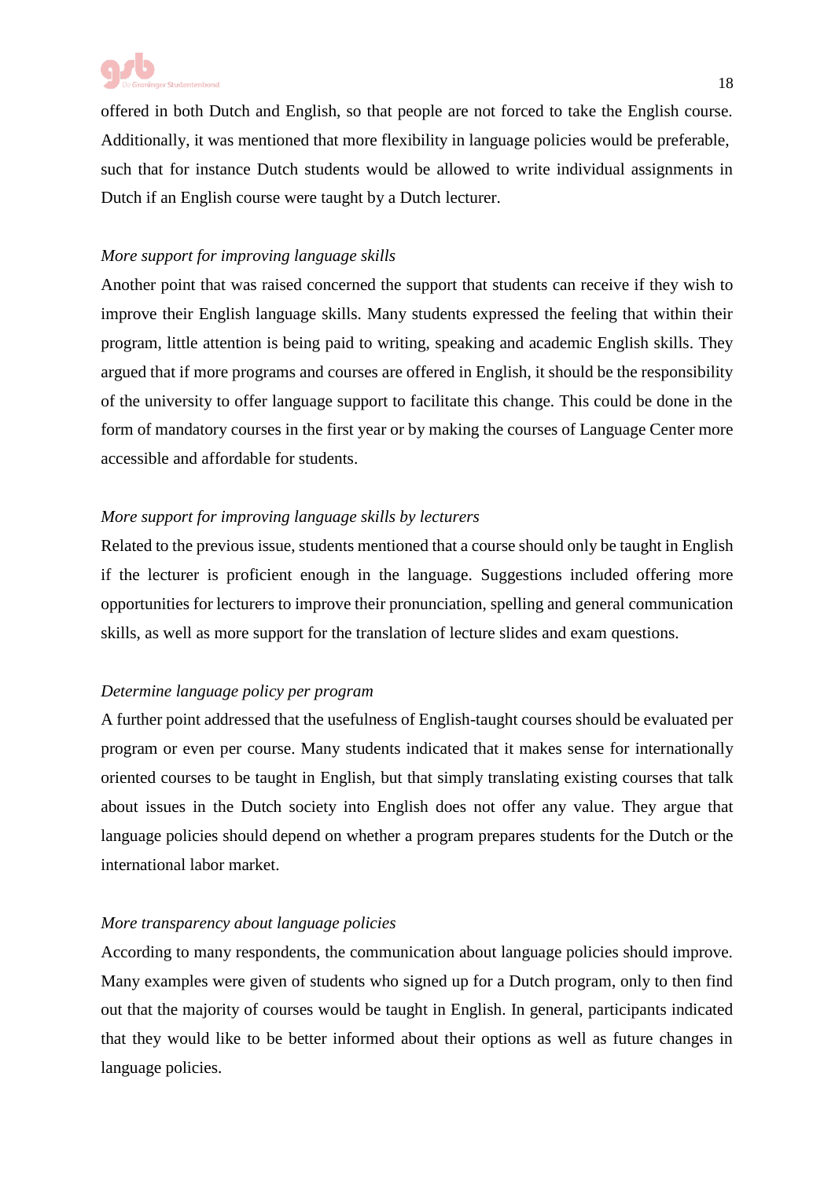offered in both Dutch and English, so that people are not forced to take the English course. Additionally, it was mentioned that more flexibility in language policies would be preferable, such that for instance Dutch students would be allowed to write individual assignments in Dutch if an English course were taught by a Dutch lecturer.

*More support for improving language skills*

Another point that was raised concerned the support that students can receive if they wish to improve their English language skills. Many students expressed the feeling that within their program, little attention is being paid to writing, speaking and academic English skills. They argued that if more programs and courses are offered in English, it should be the responsibility of the university to offer language support to facilitate this change. This could be done in the form of mandatory courses in the first year or by making the courses of Language Center more accessible and affordable for students.

*More support for improving language skills by lecturers*

Related to the previous issue, students mentioned that a course should only be taught in English if the lecturer is proficient enough in the language. Suggestions included offering more opportunities for lecturers to improve their pronunciation, spelling and general communication skills, as well as more support for the translation of lecture slides and exam questions.

*Determine language policy per program*

A further point addressed that the usefulness of English-taught courses should be evaluated per program or even per course. Many students indicated that it makes sense for internationally oriented courses to be taught in English, but that simply translating existing courses that talk about issues in the Dutch society into English does not offer any value. They argue that language policies should depend on whether a program prepares students for the Dutch or the international labor market.

*More transparency about language policies*

According to many respondents, the communication about language policies should improve. Many examples were given of students who signed up for a Dutch program, only to then find out that the majority of courses would be taught in English. In general, participants indicated that they would like to be better informed about their options as well as future changes in language policies.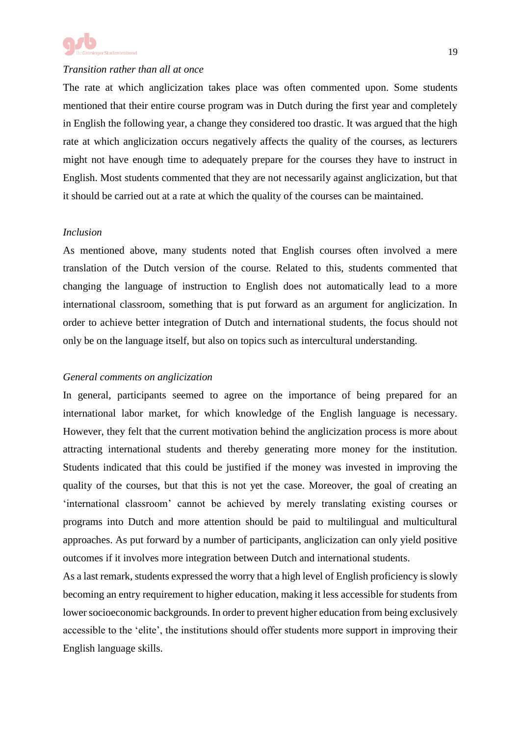*Transition rather than all at once*

The rate at which anglicization takes place was often commented upon. Some students mentioned that their entire course program was in Dutch during the first year and completely in English the following year, a change they considered too drastic. It was argued that the high rate at which anglicization occurs negatively affects the quality of the courses, as lecturers might not have enough time to adequately prepare for the courses they have to instruct in English. Most students commented that they are not necessarily against anglicization, but that it should be carried out at a rate at which the quality of the courses can be maintained.

*Inclusion*

As mentioned above, many students noted that English courses often involved a mere translation of the Dutch version of the course. Related to this, students commented that changing the language of instruction to English does not automatically lead to a more international classroom, something that is put forward as an argument for anglicization. In order to achieve better integration of Dutch and international students, the focus should not only be on the language itself, but also on topics such as intercultural understanding.

*General comments on anglicization*

In general, participants seemed to agree on the importance of being prepared for an international labor market, for which knowledge of the English language is necessary. However, they felt that the current motivation behind the anglicization process is more about attracting international students and thereby generating more money for the institution. Students indicated that this could be justified if the money was invested in improving the quality of the courses, but that this is not yet the case. Moreover, the goal of creating an 'international classroom' cannot be achieved by merely translating existing courses or programs into Dutch and more attention should be paid to multilingual and multicultural approaches. As put forward by a number of participants, anglicization can only yield positive outcomes if it involves more integration between Dutch and international students.

As a last remark, students expressed the worry that a high level of English proficiency is slowly becoming an entry requirement to higher education, making it less accessible for students from lower socioeconomic backgrounds. In order to prevent higher education from being exclusively accessible to the 'elite', the institutions should offer students more support in improving their English language skills.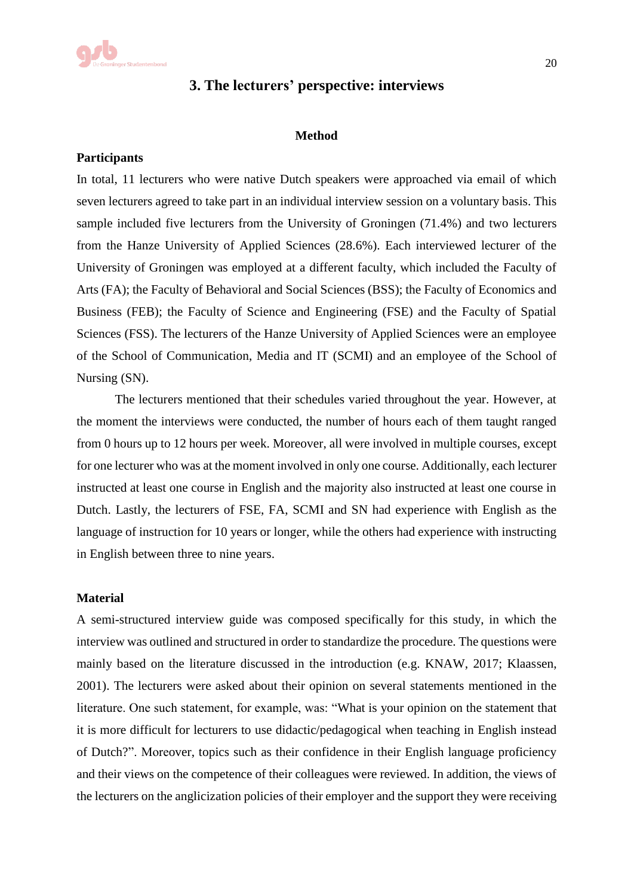## 3. The lecturers' perspective: interviews

### Method

#### Participants

In total, 11 lecturers who were native Dutch speakers were approached via email of which seven lecturers agreed to take part in an individual interview session on a voluntary basis. This sample included five lecturers from the University of Groningen (71.4%) and two lecturers from the Hanze University of Applied Sciences (28.6%). Each interviewed lecturer of the University of Groningen was employed at a different faculty, which included the Faculty of Arts (FA); the Faculty of Behavioral and Social Sciences (BSS); the Faculty of Economics and Business (FEB); the Faculty of Science and Engineering (FSE) and the Faculty of Spatial Sciences (FSS). The lecturers of the Hanze University of Applied Sciences were an employee of the School of Communication, Media and IT (SCMI) and an employee of the School of Nursing (SN).

The lecturers mentioned that their schedules varied throughout the year. However, at the moment the interviews were conducted, the number of hours each of them taught ranged from 0 hours up to 12 hours per week. Moreover, all were involved in multiple courses, except for one lecturer who was at the moment involved in only one course. Additionally, each lecturer instructed at least one course in English and the majority also instructed at least one course in Dutch. Lastly, the lecturers of FSE, FA, SCMI and SN had experience with English as the language of instruction for 10 years or longer, while the others had experience with instructing in English between three to nine years.

#### Material

A semi-structured interview guide was composed specifically for this study, in which the interview was outlined and structured in order to standardize the procedure. The questions were mainly based on the literature discussed in the introduction (e.g. KNAW, 2017; Klaassen, 2001). The lecturers were asked about their opinion on several statements mentioned in the literature. One such statement, for example, was: "What is your opinion on the statement that it is more difficult for lecturers to use didactic/pedagogical when teaching in English instead of Dutch?". Moreover, topics such as their confidence in their English language proficiency and their views on the competence of their colleagues were reviewed. In addition, the views of the lecturers on the anglicization policies of their employer and the support they were receiving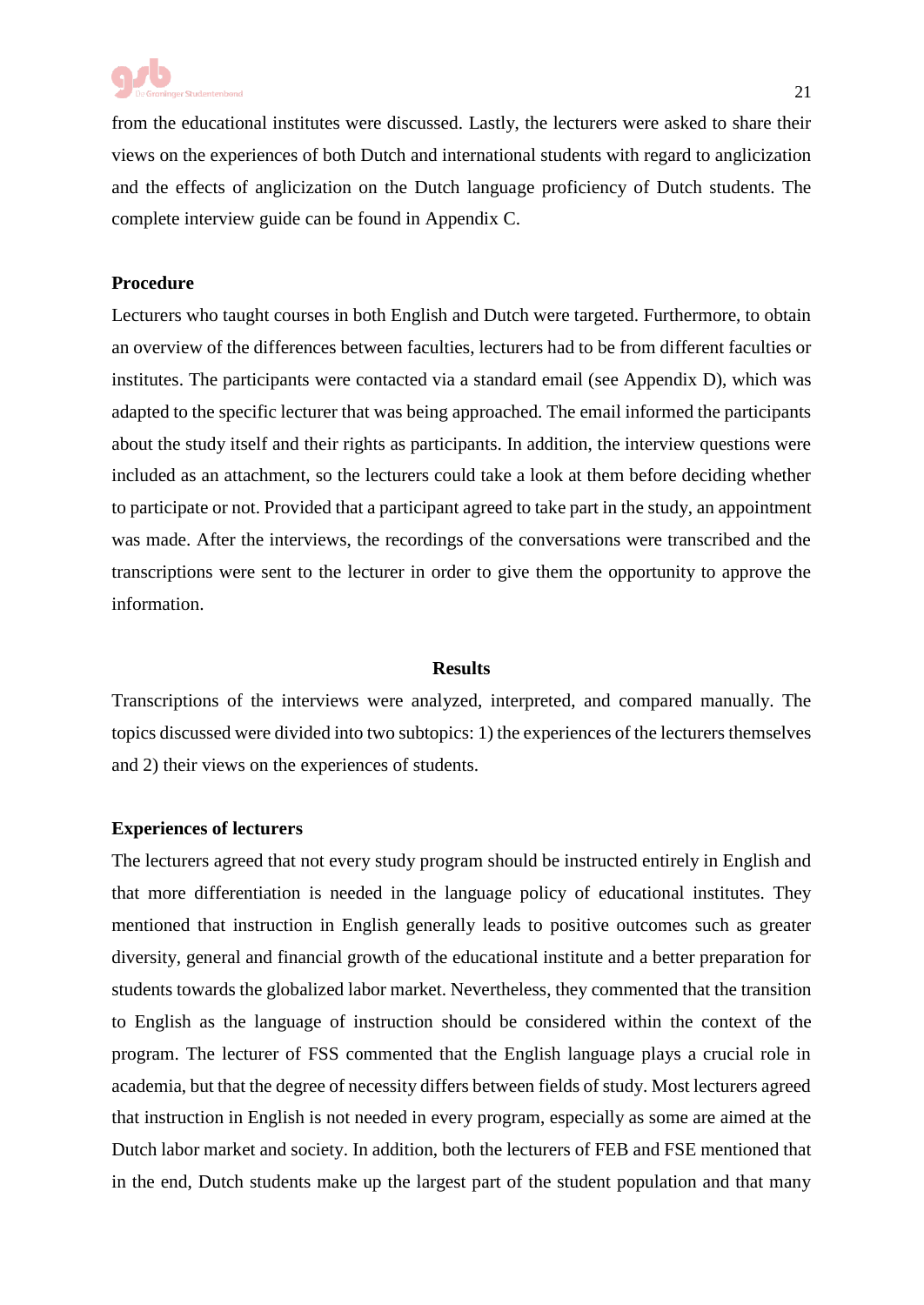from the educational institutes were discussed. Lastly, the lecturers were asked to share their views on the experiences of both Dutch and international students with regard to anglicization and the effects of anglicization on the Dutch language proficiency of Dutch students. The complete interview guide can be found in Appendix C.

**Procedure**

Lecturers who taught courses in both English and Dutch were targeted. Furthermore, to obtain an overview of the differences between faculties, lecturers had to be from different faculties or institutes. The participants were contacted via a standard email (see Appendix D), which was adapted to the specific lecturer that was being approached. The email informed the participants about the study itself and their rights as participants. In addition, the interview questions were included as an attachment, so the lecturers could take a look at them before deciding whether to participate or not. Provided that a participant agreed to take part in the study, an appointment was made. After the interviews, the recordings of the conversations were transcribed and the transcriptions were sent to the lecturer in order to give them the opportunity to approve the information.

## Results

Transcriptions of the interviews were analyzed, interpreted, and compared manually. The topics discussed were divided into two subtopics: 1) the experiences of the lecturers themselves and 2) their views on the experiences of students.

**Experiences of lecturers**

The lecturers agreed that not every study program should be instructed entirely in English and that more differentiation is needed in the language policy of educational institutes. They mentioned that instruction in English generally leads to positive outcomes such as greater diversity, general and financial growth of the educational institute and a better preparation for students towards the globalized labor market. Nevertheless, they commented that the transition to English as the language of instruction should be considered within the context of the program. The lecturer of FSS commented that the English language plays a crucial role in academia, but that the degree of necessity differs between fields of study. Most lecturers agreed that instruction in English is not needed in every program, especially as some are aimed at the Dutch labor market and society. In addition, both the lecturers of FEB and FSE mentioned that in the end, Dutch students make up the largest part of the student population and that many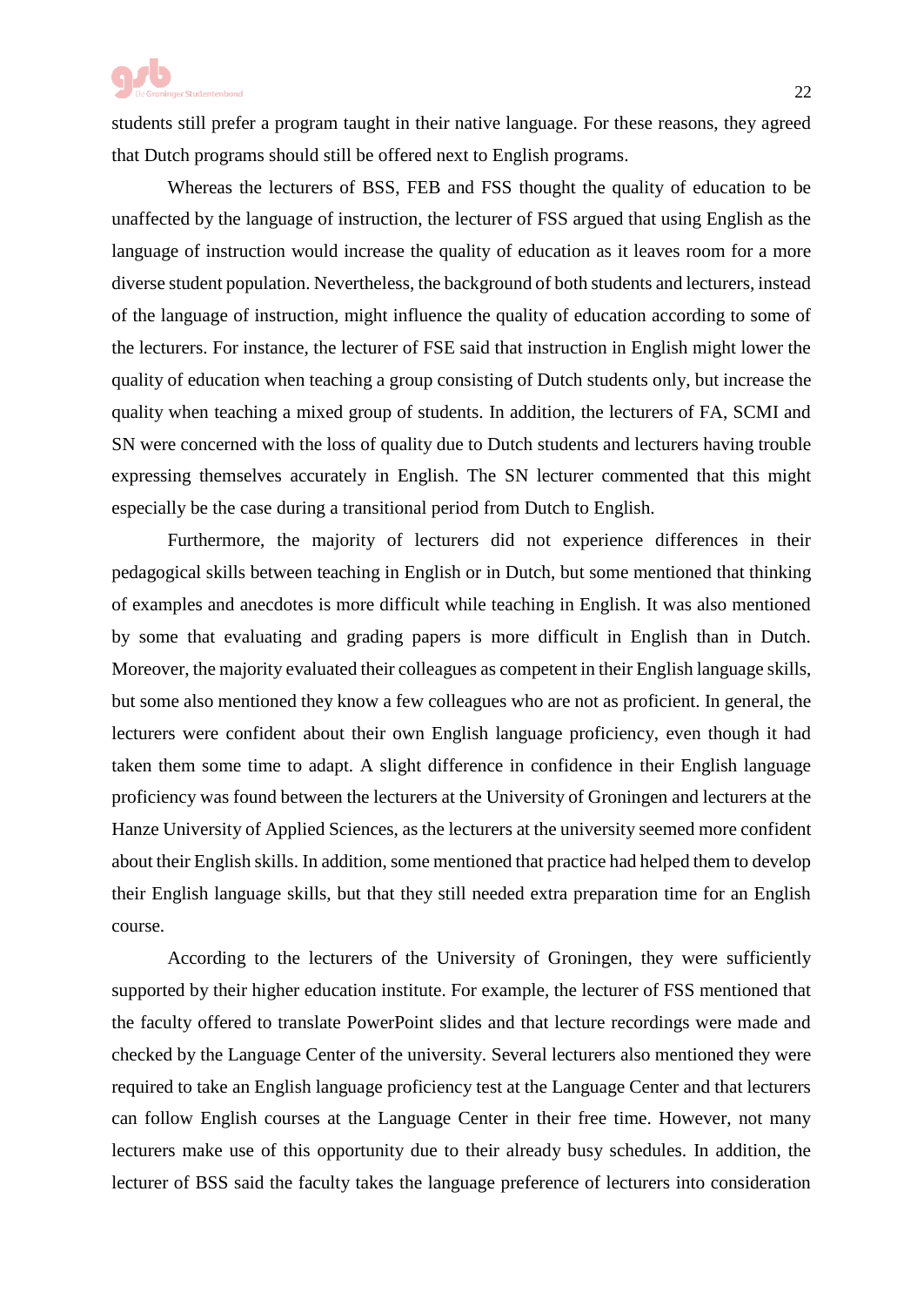students still prefer a program taught in their native language. For these reasons, they agreed that Dutch programs should still be offered next to English programs.

Whereas the lecturers of BSS, FEB and FSS thought the quality of education to be unaffected by the language of instruction, the lecturer of FSS argued that using English as the language of instruction would increase the quality of education as it leaves room for a more diverse student population. Nevertheless, the background of both students and lecturers, instead of the language of instruction, might influence the quality of education according to some of the lecturers. For instance, the lecturer of FSE said that instruction in English might lower the quality of education when teaching a group consisting of Dutch students only, but increase the quality when teaching a mixed group of students. In addition, the lecturers of FA, SCMI and SN were concerned with the loss of quality due to Dutch students and lecturers having trouble expressing themselves accurately in English. The SN lecturer commented that this might especially be the case during a transitional period from Dutch to English.

Furthermore, the majority of lecturers did not experience differences in their pedagogical skills between teaching in English or in Dutch, but some mentioned that thinking of examples and anecdotes is more difficult while teaching in English. It was also mentioned by some that evaluating and grading papers is more difficult in English than in Dutch. Moreover, the majority evaluated their colleagues as competent in their English language skills, but some also mentioned they know a few colleagues who are not as proficient. In general, the lecturers were confident about their own English language proficiency, even though it had taken them some time to adapt. A slight difference in confidence in their English language proficiency was found between the lecturers at the University of Groningen and lecturers at the Hanze University of Applied Sciences, as the lecturers at the university seemed more confident about their English skills. In addition, some mentioned that practice had helped them to develop their English language skills, but that they still needed extra preparation time for an English course.

According to the lecturers of the University of Groningen, they were sufficiently supported by their higher education institute. For example, the lecturer of FSS mentioned that the faculty offered to translate PowerPoint slides and that lecture recordings were made and checked by the Language Center of the university. Several lecturers also mentioned they were required to take an English language proficiency test at the Language Center and that lecturers can follow English courses at the Language Center in their free time. However, not many lecturers make use of this opportunity due to their already busy schedules. In addition, the lecturer of BSS said the faculty takes the language preference of lecturers into consideration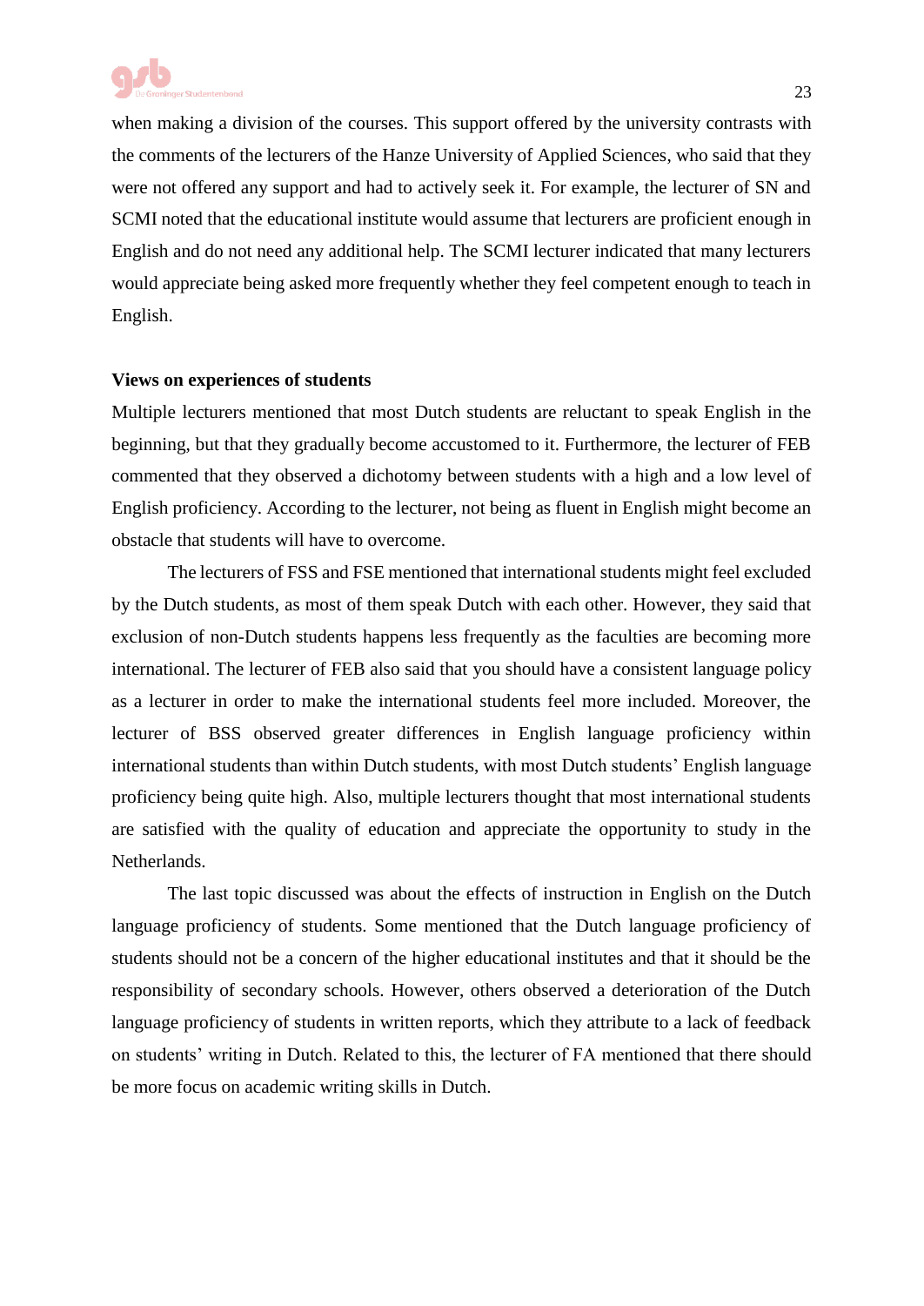when making a division of the courses. This support offered by the university contrasts with the comments of the lecturers of the Hanze University of Applied Sciences, who said that they were not offered any support and had to actively seek it. For example, the lecturer of SN and SCMI noted that the educational institute would assume that lecturers are proficient enough in English and do not need any additional help. The SCMI lecturer indicated that many lecturers would appreciate being asked more frequently whether they feel competent enough to teach in English.

**Views on experiences of students**

Multiple lecturers mentioned that most Dutch students are reluctant to speak English in the beginning, but that they gradually become accustomed to it. Furthermore, the lecturer of FEB commented that they observed a dichotomy between students with a high and a low level of English proficiency. According to the lecturer, not being as fluent in English might become an obstacle that students will have to overcome.

The lecturers of FSS and FSE mentioned that international students might feel excluded by the Dutch students, as most of them speak Dutch with each other. However, they said that exclusion of non-Dutch students happens less frequently as the faculties are becoming more international. The lecturer of FEB also said that you should have a consistent language policy as a lecturer in order to make the international students feel more included. Moreover, the lecturer of BSS observed greater differences in English language proficiency within international students than within Dutch students, with most Dutch students' English language proficiency being quite high. Also, multiple lecturers thought that most international students are satisfied with the quality of education and appreciate the opportunity to study in the Netherlands.

The last topic discussed was about the effects of instruction in English on the Dutch language proficiency of students. Some mentioned that the Dutch language proficiency of students should not be a concern of the higher educational institutes and that it should be the responsibility of secondary schools. However, others observed a deterioration of the Dutch language proficiency of students in written reports, which they attribute to a lack of feedback on students' writing in Dutch. Related to this, the lecturer of FA mentioned that there should be more focus on academic writing skills in Dutch.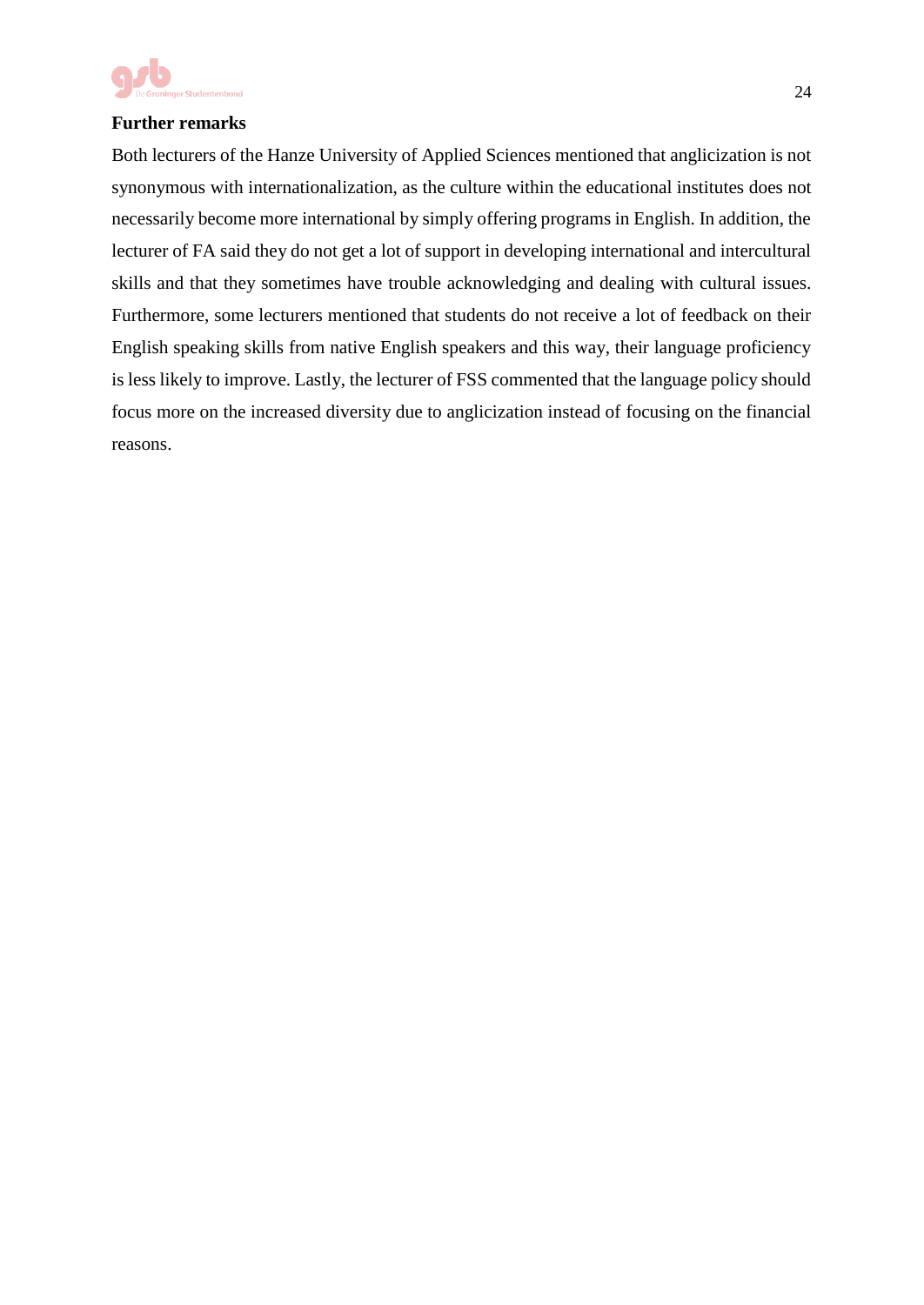**Further remarks**

Both lecturers of the Hanze University of Applied Sciences mentioned that anglicization is not synonymous with internationalization, as the culture within the educational institutes does not necessarily become more international by simply offering programs in English. In addition, the lecturer of FA said they do not get a lot of support in developing international and intercultural skills and that they sometimes have trouble acknowledging and dealing with cultural issues. Furthermore, some lecturers mentioned that students do not receive a lot of feedback on their English speaking skills from native English speakers and this way, their language proficiency is less likely to improve. Lastly, the lecturer of FSS commented that the language policy should focus more on the increased diversity due to anglicization instead of focusing on the financial reasons.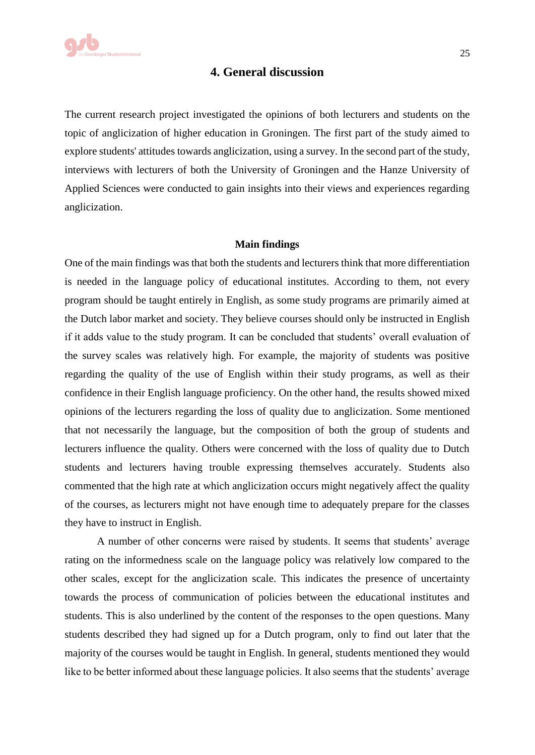## 4. General discussion

The current research project investigated the opinions of both lecturers and students on the topic of anglicization of higher education in Groningen. The first part of the study aimed to explore students' attitudes towards anglicization, using a survey. In the second part of the study, interviews with lecturers of both the University of Groningen and the Hanze University of Applied Sciences were conducted to gain insights into their views and experiences regarding anglicization.

### Main findings

One of the main findings was that both the students and lecturers think that more differentiation is needed in the language policy of educational institutes. According to them, not every program should be taught entirely in English, as some study programs are primarily aimed at the Dutch labor market and society. They believe courses should only be instructed in English if it adds value to the study program. It can be concluded that students' overall evaluation of the survey scales was relatively high. For example, the majority of students was positive regarding the quality of the use of English within their study programs, as well as their confidence in their English language proficiency. On the other hand, the results showed mixed opinions of the lecturers regarding the loss of quality due to anglicization. Some mentioned that not necessarily the language, but the composition of both the group of students and lecturers influence the quality. Others were concerned with the loss of quality due to Dutch students and lecturers having trouble expressing themselves accurately. Students also commented that the high rate at which anglicization occurs might negatively affect the quality of the courses, as lecturers might not have enough time to adequately prepare for the classes they have to instruct in English.

A number of other concerns were raised by students. It seems that students' average rating on the informedness scale on the language policy was relatively low compared to the other scales, except for the anglicization scale. This indicates the presence of uncertainty towards the process of communication of policies between the educational institutes and students. This is also underlined by the content of the responses to the open questions. Many students described they had signed up for a Dutch program, only to find out later that the majority of the courses would be taught in English. In general, students mentioned they would like to be better informed about these language policies. It also seems that the students' average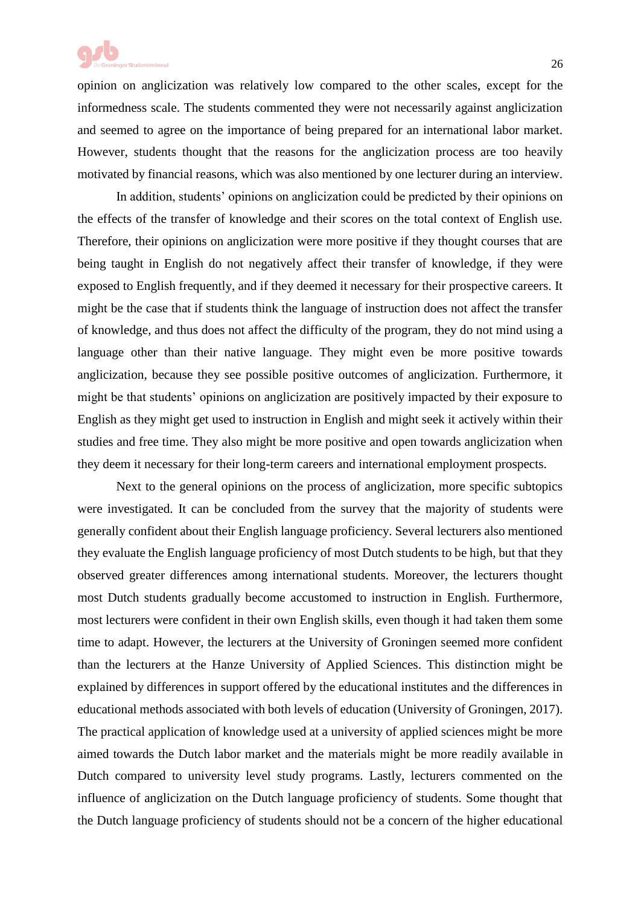opinion on anglicization was relatively low compared to the other scales, except for the informedness scale. The students commented they were not necessarily against anglicization and seemed to agree on the importance of being prepared for an international labor market. However, students thought that the reasons for the anglicization process are too heavily motivated by financial reasons, which was also mentioned by one lecturer during an interview.

In addition, students' opinions on anglicization could be predicted by their opinions on the effects of the transfer of knowledge and their scores on the total context of English use. Therefore, their opinions on anglicization were more positive if they thought courses that are being taught in English do not negatively affect their transfer of knowledge, if they were exposed to English frequently, and if they deemed it necessary for their prospective careers. It might be the case that if students think the language of instruction does not affect the transfer of knowledge, and thus does not affect the difficulty of the program, they do not mind using a language other than their native language. They might even be more positive towards anglicization, because they see possible positive outcomes of anglicization. Furthermore, it might be that students' opinions on anglicization are positively impacted by their exposure to English as they might get used to instruction in English and might seek it actively within their studies and free time. They also might be more positive and open towards anglicization when they deem it necessary for their long-term careers and international employment prospects.

Next to the general opinions on the process of anglicization, more specific subtopics were investigated. It can be concluded from the survey that the majority of students were generally confident about their English language proficiency. Several lecturers also mentioned they evaluate the English language proficiency of most Dutch students to be high, but that they observed greater differences among international students. Moreover, the lecturers thought most Dutch students gradually become accustomed to instruction in English. Furthermore, most lecturers were confident in their own English skills, even though it had taken them some time to adapt. However, the lecturers at the University of Groningen seemed more confident than the lecturers at the Hanze University of Applied Sciences. This distinction might be explained by differences in support offered by the educational institutes and the differences in educational methods associated with both levels of education (University of Groningen, 2017). The practical application of knowledge used at a university of applied sciences might be more aimed towards the Dutch labor market and the materials might be more readily available in Dutch compared to university level study programs. Lastly, lecturers commented on the influence of anglicization on the Dutch language proficiency of students. Some thought that the Dutch language proficiency of students should not be a concern of the higher educational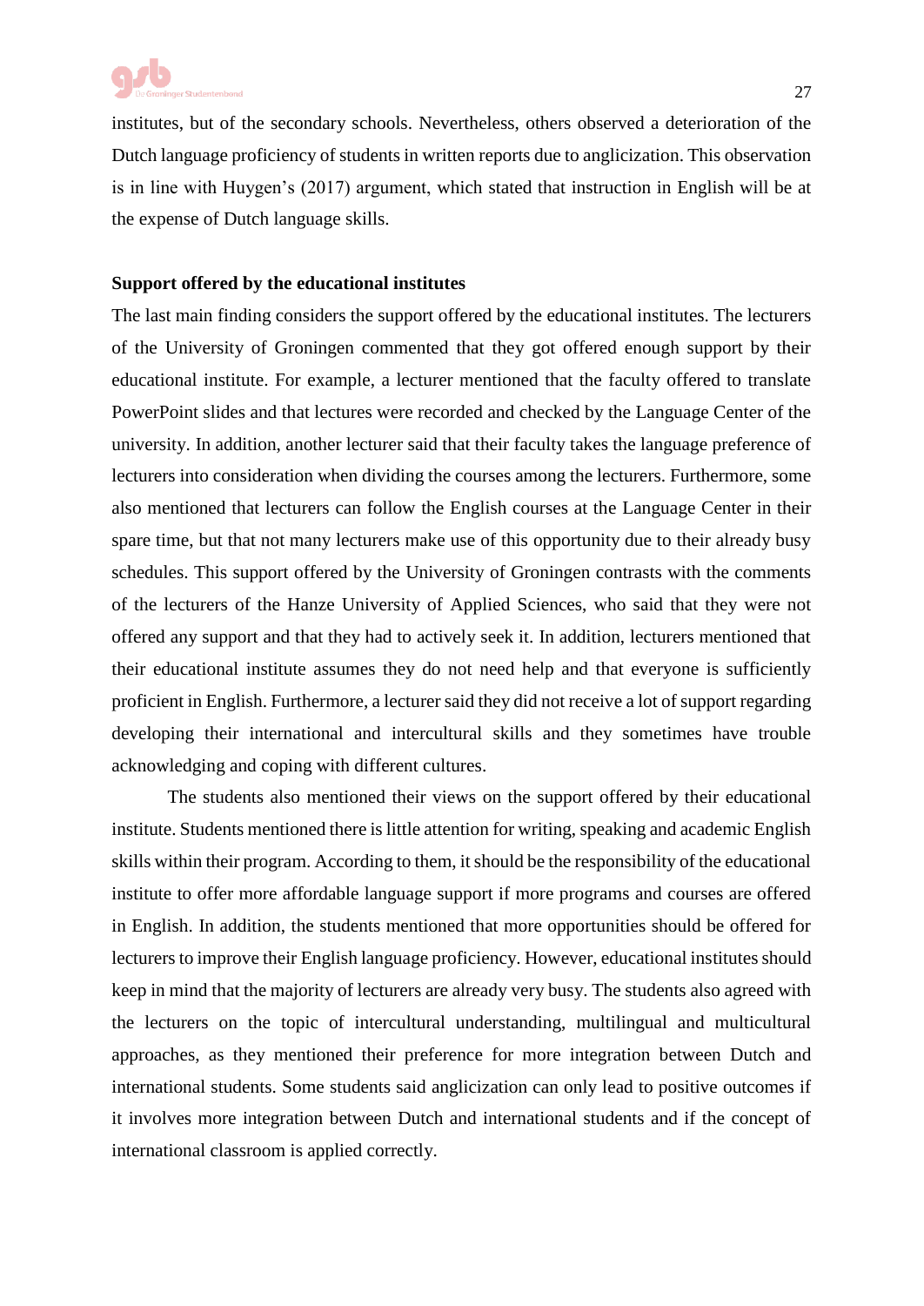institutes, but of the secondary schools. Nevertheless, others observed a deterioration of the Dutch language proficiency of students in written reports due to anglicization. This observation is in line with Huygen's (2017) argument, which stated that instruction in English will be at the expense of Dutch language skills.

**Support offered by the educational institutes**

The last main finding considers the support offered by the educational institutes. The lecturers of the University of Groningen commented that they got offered enough support by their educational institute. For example, a lecturer mentioned that the faculty offered to translate PowerPoint slides and that lectures were recorded and checked by the Language Center of the university. In addition, another lecturer said that their faculty takes the language preference of lecturers into consideration when dividing the courses among the lecturers. Furthermore, some also mentioned that lecturers can follow the English courses at the Language Center in their spare time, but that not many lecturers make use of this opportunity due to their already busy schedules. This support offered by the University of Groningen contrasts with the comments of the lecturers of the Hanze University of Applied Sciences, who said that they were not offered any support and that they had to actively seek it. In addition, lecturers mentioned that their educational institute assumes they do not need help and that everyone is sufficiently proficient in English. Furthermore, a lecturer said they did not receive a lot of support regarding developing their international and intercultural skills and they sometimes have trouble acknowledging and coping with different cultures.

The students also mentioned their views on the support offered by their educational institute. Students mentioned there is little attention for writing, speaking and academic English skills within their program. According to them, it should be the responsibility of the educational institute to offer more affordable language support if more programs and courses are offered in English. In addition, the students mentioned that more opportunities should be offered for lecturers to improve their English language proficiency. However, educational institutes should keep in mind that the majority of lecturers are already very busy. The students also agreed with the lecturers on the topic of intercultural understanding, multilingual and multicultural approaches, as they mentioned their preference for more integration between Dutch and international students. Some students said anglicization can only lead to positive outcomes if it involves more integration between Dutch and international students and if the concept of international classroom is applied correctly.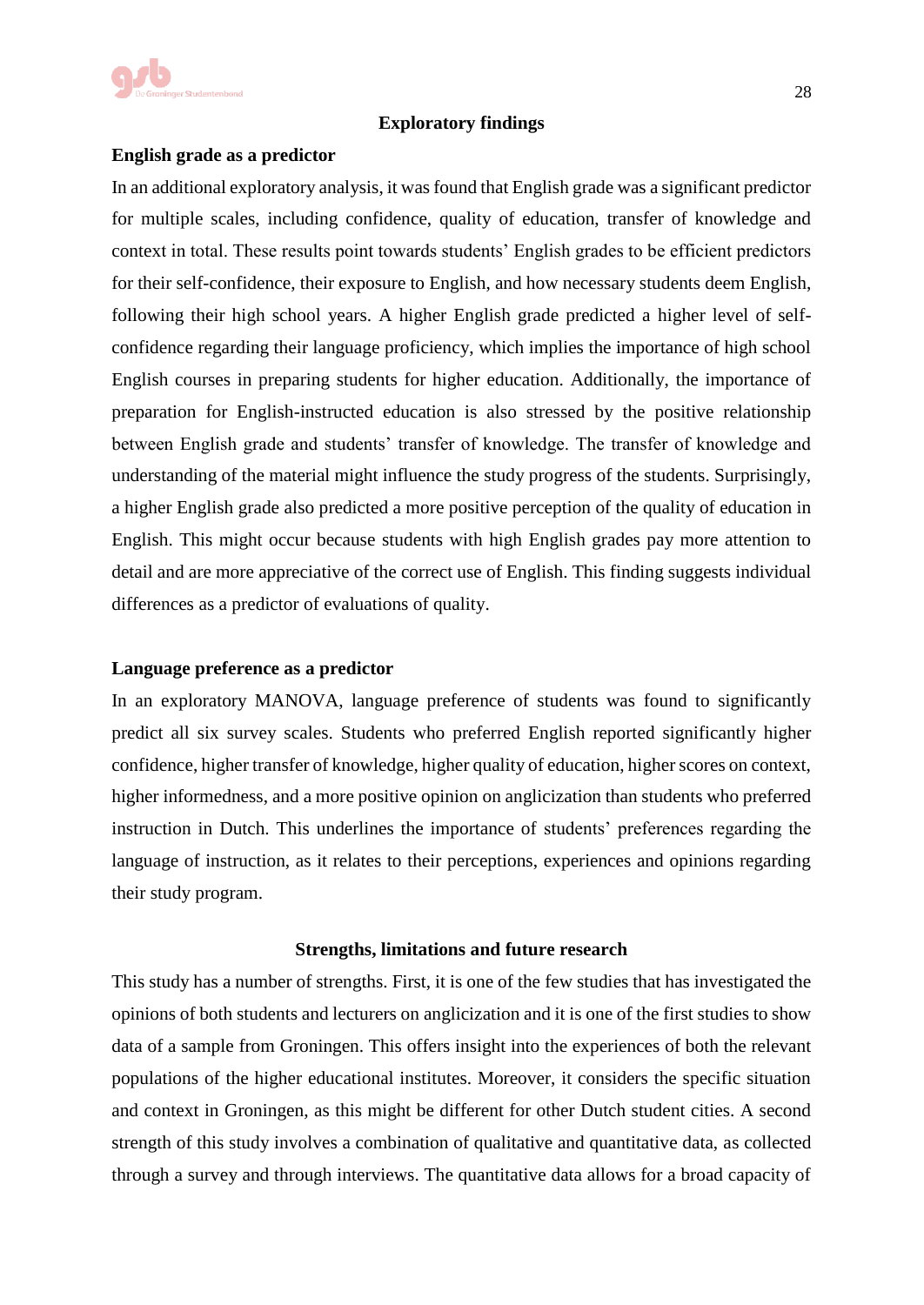## Exploratory findings

### English grade as a predictor

In an additional exploratory analysis, it was found that English grade was a significant predictor for multiple scales, including confidence, quality of education, transfer of knowledge and context in total. These results point towards students' English grades to be efficient predictors for their self-confidence, their exposure to English, and how necessary students deem English, following their high school years. A higher English grade predicted a higher level of self-confidence regarding their language proficiency, which implies the importance of high school English courses in preparing students for higher education. Additionally, the importance of preparation for English-instructed education is also stressed by the positive relationship between English grade and students' transfer of knowledge. The transfer of knowledge and understanding of the material might influence the study progress of the students. Surprisingly, a higher English grade also predicted a more positive perception of the quality of education in English. This might occur because students with high English grades pay more attention to detail and are more appreciative of the correct use of English. This finding suggests individual differences as a predictor of evaluations of quality.

### Language preference as a predictor

In an exploratory MANOVA, language preference of students was found to significantly predict all six survey scales. Students who preferred English reported significantly higher confidence, higher transfer of knowledge, higher quality of education, higher scores on context, higher informedness, and a more positive opinion on anglicization than students who preferred instruction in Dutch. This underlines the importance of students' preferences regarding the language of instruction, as it relates to their perceptions, experiences and opinions regarding their study program.

## Strengths, limitations and future research

This study has a number of strengths. First, it is one of the few studies that has investigated the opinions of both students and lecturers on anglicization and it is one of the first studies to show data of a sample from Groningen. This offers insight into the experiences of both the relevant populations of the higher educational institutes. Moreover, it considers the specific situation and context in Groningen, as this might be different for other Dutch student cities. A second strength of this study involves a combination of qualitative and quantitative data, as collected through a survey and through interviews. The quantitative data allows for a broad capacity of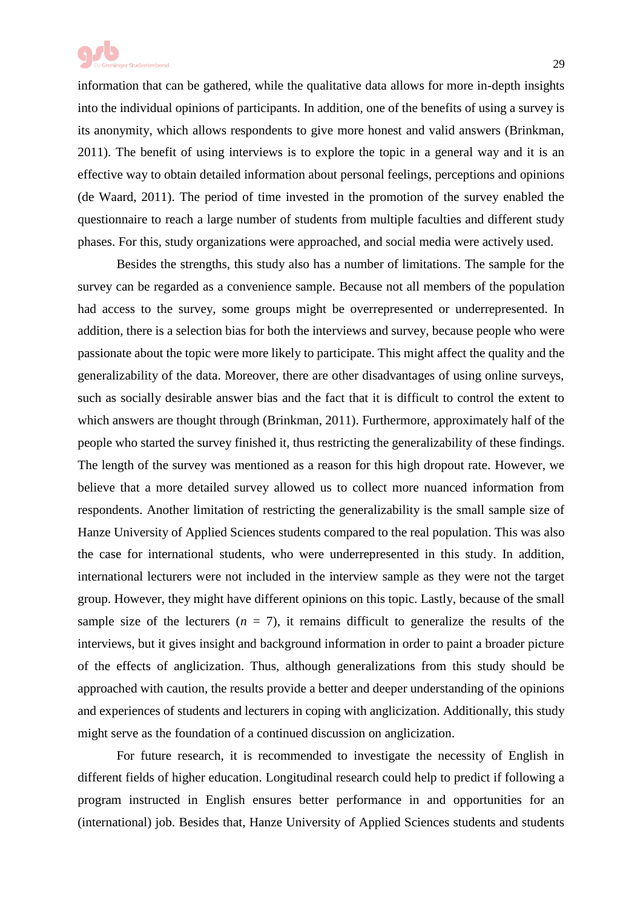information that can be gathered, while the qualitative data allows for more in-depth insights into the individual opinions of participants. In addition, one of the benefits of using a survey is its anonymity, which allows respondents to give more honest and valid answers (Brinkman, 2011). The benefit of using interviews is to explore the topic in a general way and it is an effective way to obtain detailed information about personal feelings, perceptions and opinions (de Waard, 2011). The period of time invested in the promotion of the survey enabled the questionnaire to reach a large number of students from multiple faculties and different study phases. For this, study organizations were approached, and social media were actively used.

Besides the strengths, this study also has a number of limitations. The sample for the survey can be regarded as a convenience sample. Because not all members of the population had access to the survey, some groups might be overrepresented or underrepresented. In addition, there is a selection bias for both the interviews and survey, because people who were passionate about the topic were more likely to participate. This might affect the quality and the generalizability of the data. Moreover, there are other disadvantages of using online surveys, such as socially desirable answer bias and the fact that it is difficult to control the extent to which answers are thought through (Brinkman, 2011). Furthermore, approximately half of the people who started the survey finished it, thus restricting the generalizability of these findings. The length of the survey was mentioned as a reason for this high dropout rate. However, we believe that a more detailed survey allowed us to collect more nuanced information from respondents. Another limitation of restricting the generalizability is the small sample size of Hanze University of Applied Sciences students compared to the real population. This was also the case for international students, who were underrepresented in this study. In addition, international lecturers were not included in the interview sample as they were not the target group. However, they might have different opinions on this topic. Lastly, because of the small sample size of the lecturers ($n$ = 7), it remains difficult to generalize the results of the interviews, but it gives insight and background information in order to paint a broader picture of the effects of anglicization. Thus, although generalizations from this study should be approached with caution, the results provide a better and deeper understanding of the opinions and experiences of students and lecturers in coping with anglicization. Additionally, this study might serve as the foundation of a continued discussion on anglicization.

For future research, it is recommended to investigate the necessity of English in different fields of higher education. Longitudinal research could help to predict if following a program instructed in English ensures better performance in and opportunities for an (international) job. Besides that, Hanze University of Applied Sciences students and students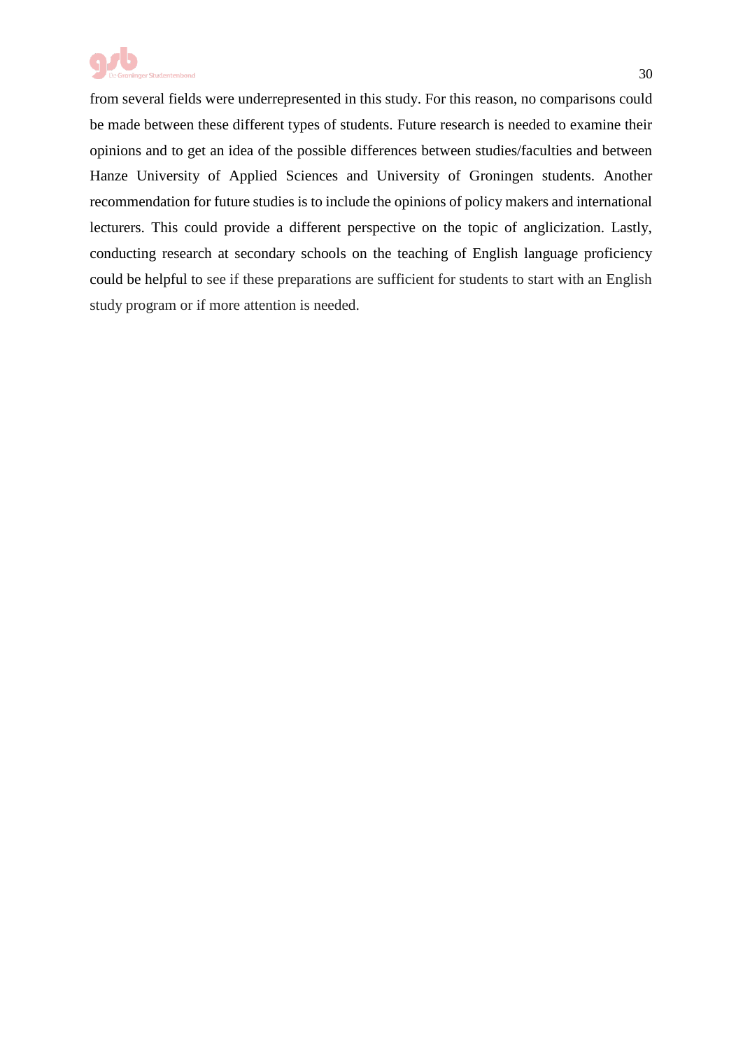from several fields were underrepresented in this study. For this reason, no comparisons could be made between these different types of students. Future research is needed to examine their opinions and to get an idea of the possible differences between studies/faculties and between Hanze University of Applied Sciences and University of Groningen students. Another recommendation for future studies is to include the opinions of policy makers and international lecturers. This could provide a different perspective on the topic of anglicization. Lastly, conducting research at secondary schools on the teaching of English language proficiency could be helpful to see if these preparations are sufficient for students to start with an English study program or if more attention is needed.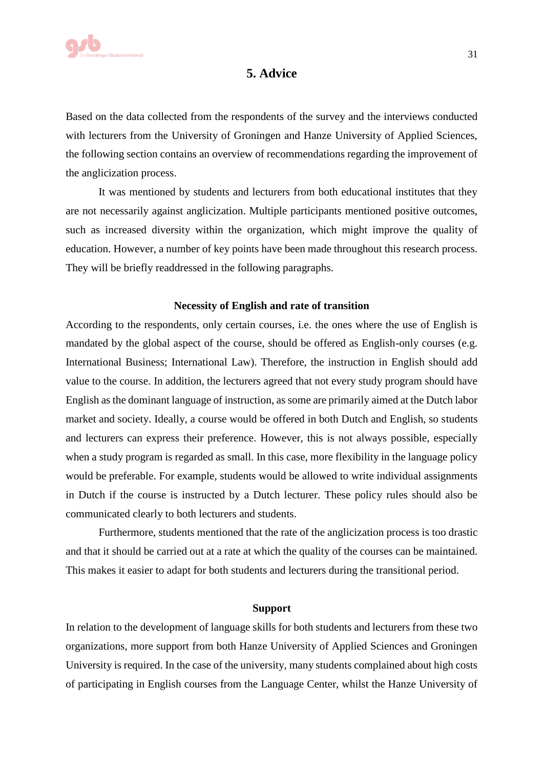# 5. Advice

Based on the data collected from the respondents of the survey and the interviews conducted with lecturers from the University of Groningen and Hanze University of Applied Sciences, the following section contains an overview of recommendations regarding the improvement of the anglicization process.

It was mentioned by students and lecturers from both educational institutes that they are not necessarily against anglicization. Multiple participants mentioned positive outcomes, such as increased diversity within the organization, which might improve the quality of education. However, a number of key points have been made throughout this research process. They will be briefly readdressed in the following paragraphs.

### Necessity of English and rate of transition

According to the respondents, only certain courses, i.e. the ones where the use of English is mandated by the global aspect of the course, should be offered as English-only courses (e.g. International Business; International Law). Therefore, the instruction in English should add value to the course. In addition, the lecturers agreed that not every study program should have English as the dominant language of instruction, as some are primarily aimed at the Dutch labor market and society. Ideally, a course would be offered in both Dutch and English, so students and lecturers can express their preference. However, this is not always possible, especially when a study program is regarded as small. In this case, more flexibility in the language policy would be preferable. For example, students would be allowed to write individual assignments in Dutch if the course is instructed by a Dutch lecturer. These policy rules should also be communicated clearly to both lecturers and students.

Furthermore, students mentioned that the rate of the anglicization process is too drastic and that it should be carried out at a rate at which the quality of the courses can be maintained. This makes it easier to adapt for both students and lecturers during the transitional period.

### Support

In relation to the development of language skills for both students and lecturers from these two organizations, more support from both Hanze University of Applied Sciences and Groningen University is required. In the case of the university, many students complained about high costs of participating in English courses from the Language Center, whilst the Hanze University of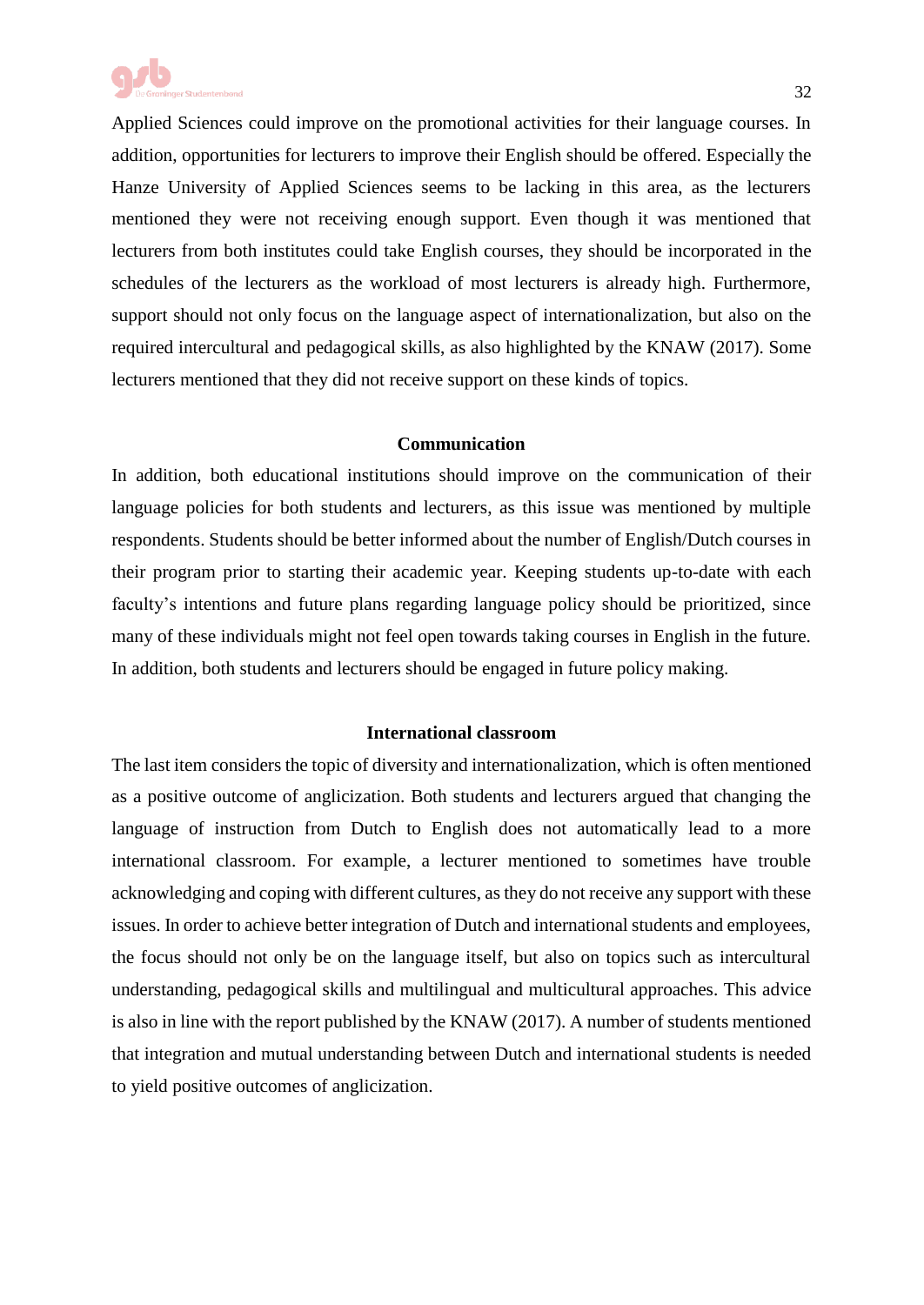Applied Sciences could improve on the promotional activities for their language courses. In addition, opportunities for lecturers to improve their English should be offered. Especially the Hanze University of Applied Sciences seems to be lacking in this area, as the lecturers mentioned they were not receiving enough support. Even though it was mentioned that lecturers from both institutes could take English courses, they should be incorporated in the schedules of the lecturers as the workload of most lecturers is already high. Furthermore, support should not only focus on the language aspect of internationalization, but also on the required intercultural and pedagogical skills, as also highlighted by the KNAW (2017). Some lecturers mentioned that they did not receive support on these kinds of topics.

### Communication

In addition, both educational institutions should improve on the communication of their language policies for both students and lecturers, as this issue was mentioned by multiple respondents. Students should be better informed about the number of English/Dutch courses in their program prior to starting their academic year. Keeping students up-to-date with each faculty's intentions and future plans regarding language policy should be prioritized, since many of these individuals might not feel open towards taking courses in English in the future. In addition, both students and lecturers should be engaged in future policy making.

### International classroom

The last item considers the topic of diversity and internationalization, which is often mentioned as a positive outcome of anglicization. Both students and lecturers argued that changing the language of instruction from Dutch to English does not automatically lead to a more international classroom. For example, a lecturer mentioned to sometimes have trouble acknowledging and coping with different cultures, as they do not receive any support with these issues. In order to achieve better integration of Dutch and international students and employees, the focus should not only be on the language itself, but also on topics such as intercultural understanding, pedagogical skills and multilingual and multicultural approaches. This advice is also in line with the report published by the KNAW (2017). A number of students mentioned that integration and mutual understanding between Dutch and international students is needed to yield positive outcomes of anglicization.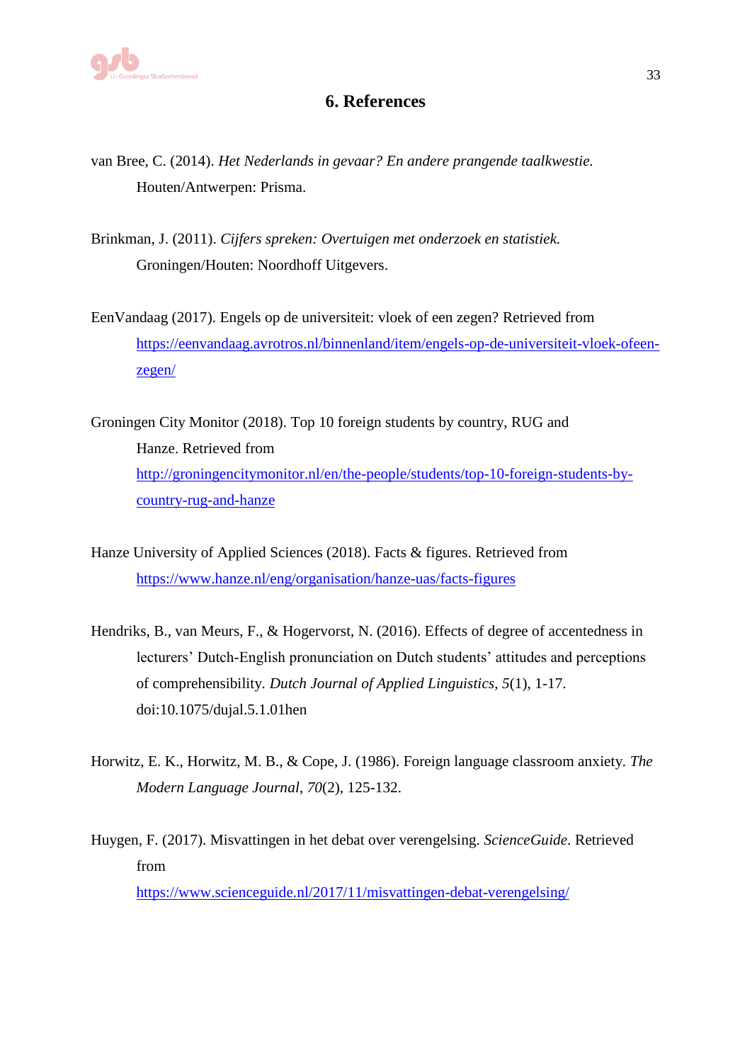# 6. References

van Bree, C. (2014). *Het Nederlands in gevaar? En andere prangende taalkwestie.* Houten/Antwerpen: Prisma.

Brinkman, J. (2011). *Cijfers spreken: Overtuigen met onderzoek en statistiek.* Groningen/Houten: Noordhoff Uitgevers.

EenVandaag (2017). Engels op de universiteit: vloek of een zegen? Retrieved from https://eenvandaag.avrotros.nl/binnenland/item/engels-op-de-universiteit-vloek-ofeen-zegen/

Groningen City Monitor (2018). Top 10 foreign students by country, RUG and Hanze. Retrieved from http://groningencitymonitor.nl/en/the-people/students/top-10-foreign-students-by-country-rug-and-hanze

Hanze University of Applied Sciences (2018). Facts & figures. Retrieved from https://www.hanze.nl/eng/organisation/hanze-uas/facts-figures

Hendriks, B., van Meurs, F., & Hogervorst, N. (2016). Effects of degree of accentedness in lecturers' Dutch-English pronunciation on Dutch students' attitudes and perceptions of comprehensibility. *Dutch Journal of Applied Linguistics*, *5*(1), 1-17. doi:10.1075/dujal.5.1.01hen

Horwitz, E. K., Horwitz, M. B., & Cope, J. (1986). Foreign language classroom anxiety. *The Modern Language Journal*, *70*(2), 125-132.

Huygen, F. (2017). Misvattingen in het debat over verengelsing. *ScienceGuide*. Retrieved from https://www.scienceguide.nl/2017/11/misvattingen-debat-verengelsing/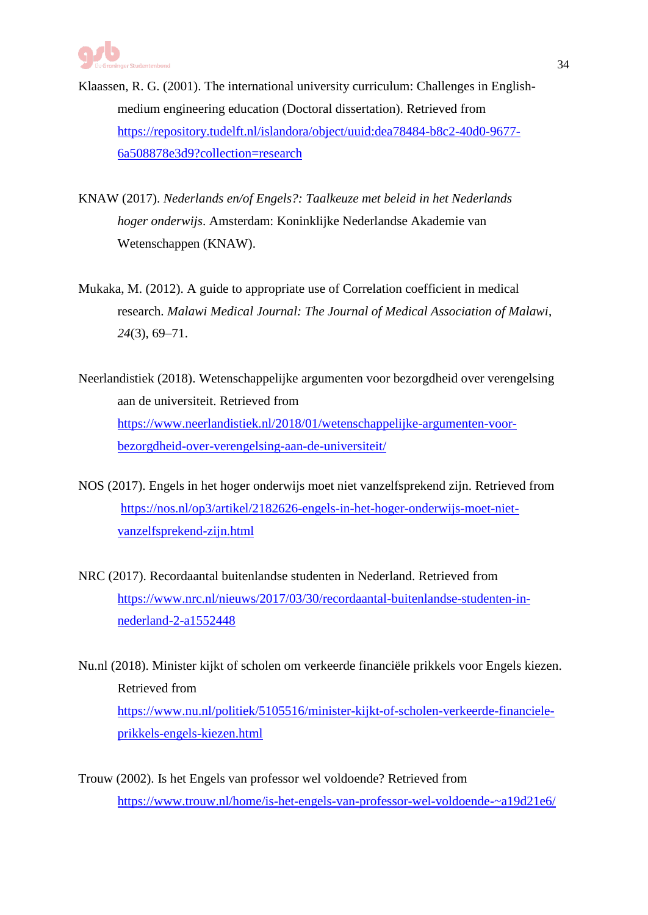Klaassen, R. G. (2001). The international university curriculum: Challenges in English-medium engineering education (Doctoral dissertation). Retrieved from https://repository.tudelft.nl/islandora/object/uuid:dea78484-b8c2-40d0-9677-6a508878e3d9?collection=research

KNAW (2017). *Nederlands en/of Engels?: Taalkeuze met beleid in het Nederlands hoger onderwijs*. Amsterdam: Koninklijke Nederlandse Akademie van Wetenschappen (KNAW).

Mukaka, M. (2012). A guide to appropriate use of Correlation coefficient in medical research. *Malawi Medical Journal: The Journal of Medical Association of Malawi*, *24*(3), 69–71.

Neerlandistiek (2018). Wetenschappelijke argumenten voor bezorgdheid over verengelsing aan de universiteit. Retrieved from https://www.neerlandistiek.nl/2018/01/wetenschappelijke-argumenten-voor-bezorgdheid-over-verengelsing-aan-de-universiteit/

NOS (2017). Engels in het hoger onderwijs moet niet vanzelfsprekend zijn. Retrieved from https://nos.nl/op3/artikel/2182626-engels-in-het-hoger-onderwijs-moet-niet-vanzelfsprekend-zijn.html

NRC (2017). Recordaantal buitenlandse studenten in Nederland. Retrieved from https://www.nrc.nl/nieuws/2017/03/30/recordaantal-buitenlandse-studenten-in-nederland-2-a1552448

Nu.nl (2018). Minister kijkt of scholen om verkeerde financiële prikkels voor Engels kiezen. Retrieved from https://www.nu.nl/politiek/5105516/minister-kijkt-of-scholen-verkeerde-financiele-prikkels-engels-kiezen.html

Trouw (2002). Is het Engels van professor wel voldoende? Retrieved from https://www.trouw.nl/home/is-het-engels-van-professor-wel-voldoende-~a19d21e6/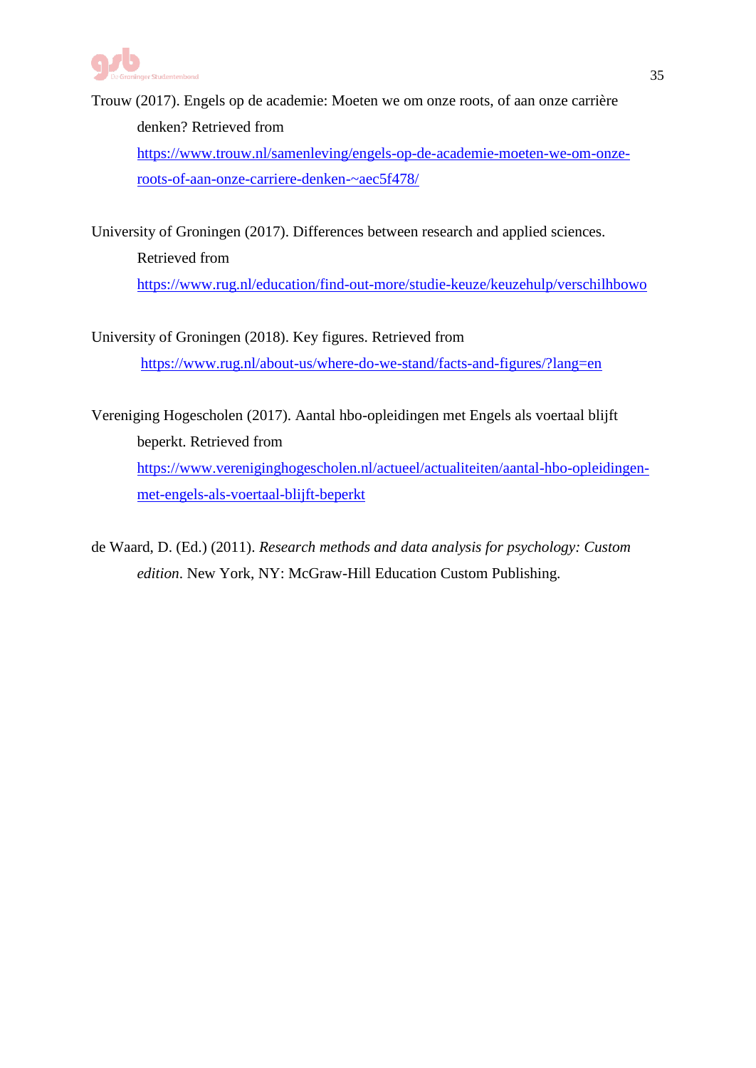Trouw (2017). Engels op de academie: Moeten we om onze roots, of aan onze carrière denken? Retrieved from https://www.trouw.nl/samenleving/engels-op-de-academie-moeten-we-om-onze-roots-of-aan-onze-carriere-denken-~aec5f478/

University of Groningen (2017). Differences between research and applied sciences. Retrieved from https://www.rug.nl/education/find-out-more/studie-keuze/keuzehulp/verschilhbowo

University of Groningen (2018). Key figures. Retrieved from https://www.rug.nl/about-us/where-do-we-stand/facts-and-figures/?lang=en

Vereniging Hogescholen (2017). Aantal hbo-opleidingen met Engels als voertaal blijft beperkt. Retrieved from https://www.vereniginghogescholen.nl/actueel/actualiteiten/aantal-hbo-opleidingen-met-engels-als-voertaal-blijft-beperkt

de Waard, D. (Ed.) (2011). *Research methods and data analysis for psychology: Custom edition*. New York, NY: McGraw-Hill Education Custom Publishing.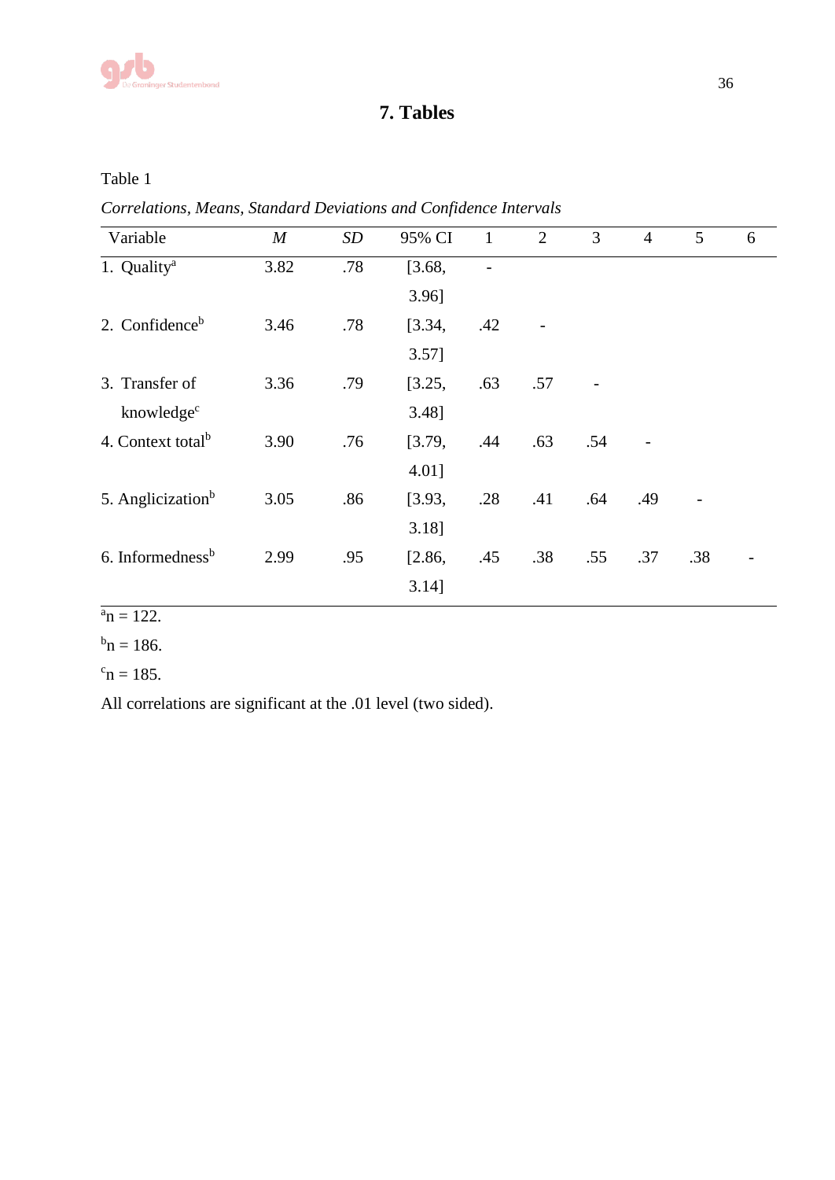# 7. Tables

Table 1

*Correlations, Means, Standard Deviations and Confidence Intervals*

| Variable | *M* | *SD* | 95% CI | 1 | 2 | 3 | 4 | 5 | 6 |
|---|---|---|---|---|---|---|---|---|---|
| 1. Quality[a] | 3.82 | .78 | [3.68, 3.96] | - | | | | | |
| 2. Confidence[b] | 3.46 | .78 | [3.34, 3.57] | .42 | - | | | | |
| 3. Transfer of knowledge[c] | 3.36 | .79 | [3.25, 3.48] | .63 | .57 | - | | | |
| 4. Context total[b] | 3.90 | .76 | [3.79, 4.01] | .44 | .63 | .54 | - | | |
| 5. Anglicization[b] | 3.05 | .86 | [3.93, 3.18] | .28 | .41 | .64 | .49 | - | |
| 6. Informedness[b] | 2.99 | .95 | [2.86, 3.14] | .45 | .38 | .55 | .37 | .38 | - |

[a]n = 122.

[b]n = 186.

[c]n = 185.

All correlations are significant at the .01 level (two sided).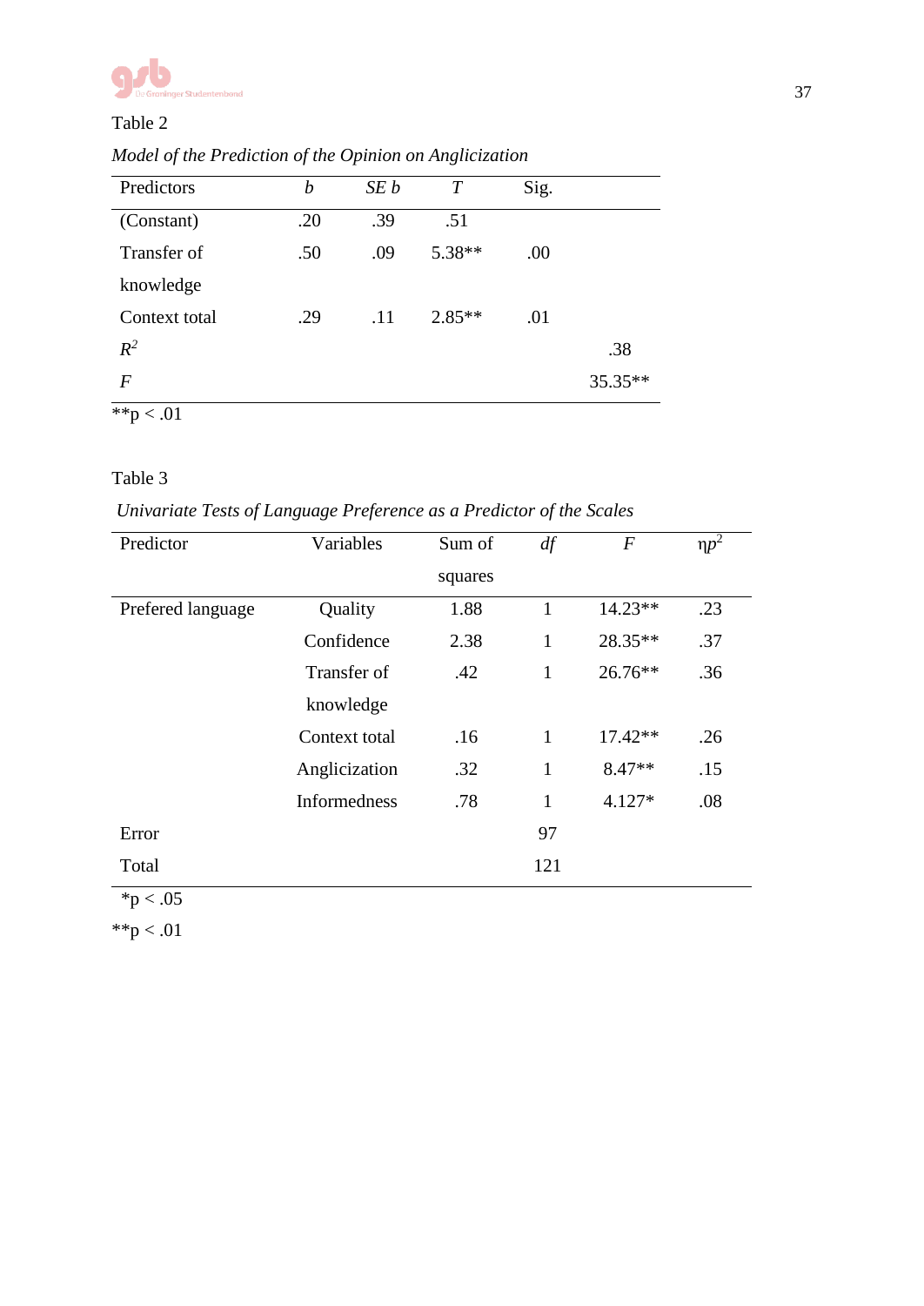Table 2

*Model of the Prediction of the Opinion on Anglicization*

| Predictors | *b* | *SE b* | *T* | Sig. | |
|---|---|---|---|---|---|
| (Constant) | .20 | .39 | .51 | | |
| Transfer of knowledge | .50 | .09 | 5.38** | .00 | |
| Context total | .29 | .11 | 2.85** | .01 | |
| $R^2$ | | | | | .38 |
| *F* | | | | | 35.35** |

**p < .01

Table 3

*Univariate Tests of Language Preference as a Predictor of the Scales*

| Predictor | Variables | Sum of squares | *df* | *F* | $\eta p^2$ |
|---|---|---|---|---|---|
| Prefered language | Quality | 1.88 | 1 | 14.23** | .23 |
| | Confidence | 2.38 | 1 | 28.35** | .37 |
| | Transfer of knowledge | .42 | 1 | 26.76** | .36 |
| | Context total | .16 | 1 | 17.42** | .26 |
| | Anglicization | .32 | 1 | 8.47** | .15 |
| | Informedness | .78 | 1 | 4.127* | .08 |
| Error | | | 97 | | |
| Total | | | 121 | | |

*p < .05

**p < .01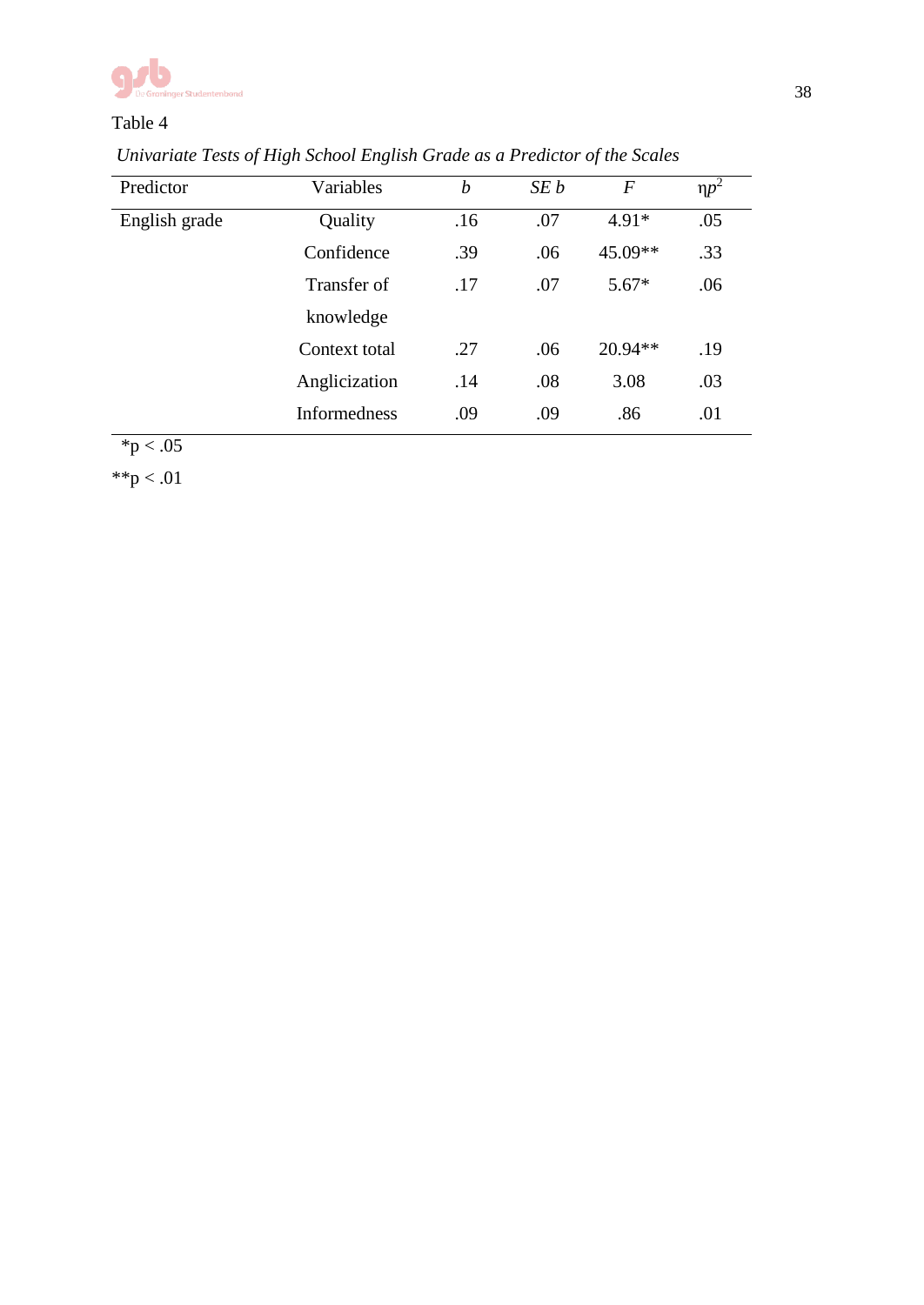Table 4

*Univariate Tests of High School English Grade as a Predictor of the Scales*

| Predictor | Variables | *b* | *SE b* | *F* | $\eta p^2$ |
|---|---|---|---|---|---|
| English grade | Quality | .16 | .07 | 4.91* | .05 |
| | Confidence | .39 | .06 | 45.09** | .33 |
| | Transfer of knowledge | .17 | .07 | 5.67* | .06 |
| | Context total | .27 | .06 | 20.94** | .19 |
| | Anglicization | .14 | .08 | 3.08 | .03 |
| | Informedness | .09 | .09 | .86 | .01 |

*$p < .05$

**$p < .01$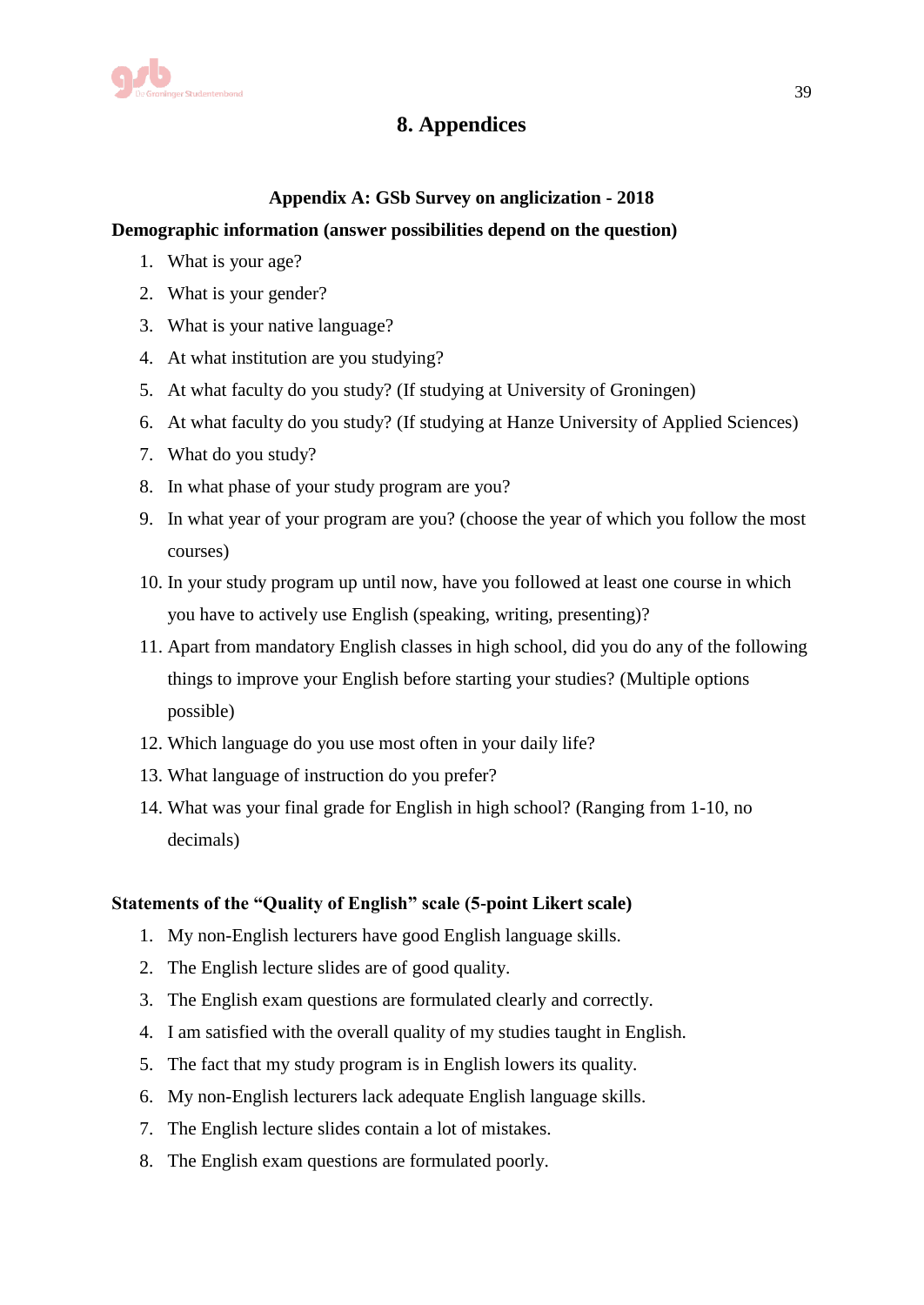# 8. Appendices

### Appendix A: GSb Survey on anglicization - 2018

**Demographic information (answer possibilities depend on the question)**

1. What is your age?
2. What is your gender?
3. What is your native language?
4. At what institution are you studying?
5. At what faculty do you study? (If studying at University of Groningen)
6. At what faculty do you study? (If studying at Hanze University of Applied Sciences)
7. What do you study?
8. In what phase of your study program are you?
9. In what year of your program are you? (choose the year of which you follow the most courses)
10. In your study program up until now, have you followed at least one course in which you have to actively use English (speaking, writing, presenting)?
11. Apart from mandatory English classes in high school, did you do any of the following things to improve your English before starting your studies? (Multiple options possible)
12. Which language do you use most often in your daily life?
13. What language of instruction do you prefer?
14. What was your final grade for English in high school? (Ranging from 1-10, no decimals)

**Statements of the "Quality of English" scale (5-point Likert scale)**

1. My non-English lecturers have good English language skills.
2. The English lecture slides are of good quality.
3. The English exam questions are formulated clearly and correctly.
4. I am satisfied with the overall quality of my studies taught in English.
5. The fact that my study program is in English lowers its quality.
6. My non-English lecturers lack adequate English language skills.
7. The English lecture slides contain a lot of mistakes.
8. The English exam questions are formulated poorly.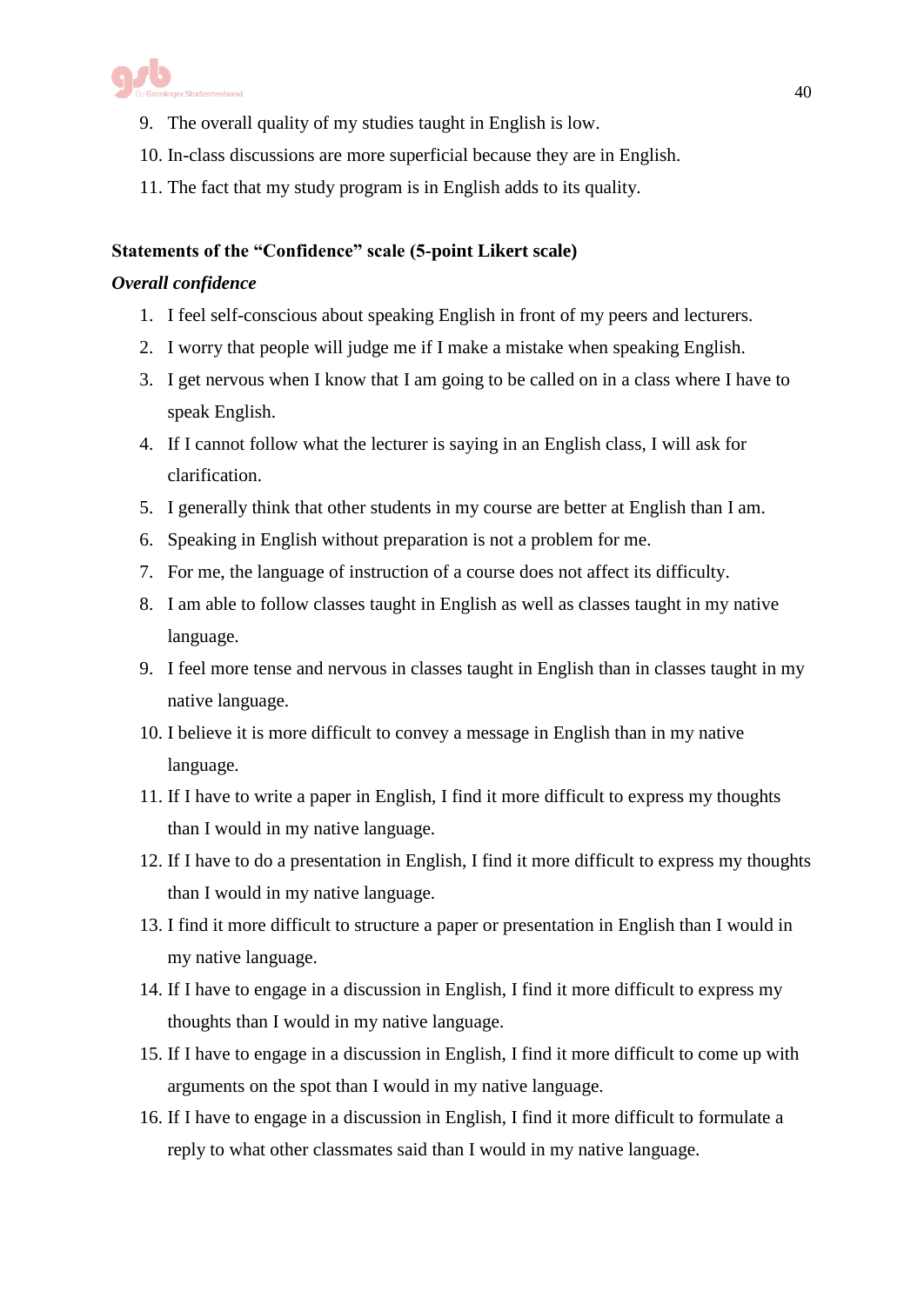9. The overall quality of my studies taught in English is low.
10. In-class discussions are more superficial because they are in English.
11. The fact that my study program is in English adds to its quality.

**Statements of the "Confidence" scale (5-point Likert scale)**

***Overall confidence***

1. I feel self-conscious about speaking English in front of my peers and lecturers.
2. I worry that people will judge me if I make a mistake when speaking English.
3. I get nervous when I know that I am going to be called on in a class where I have to speak English.
4. If I cannot follow what the lecturer is saying in an English class, I will ask for clarification.
5. I generally think that other students in my course are better at English than I am.
6. Speaking in English without preparation is not a problem for me.
7. For me, the language of instruction of a course does not affect its difficulty.
8. I am able to follow classes taught in English as well as classes taught in my native language.
9. I feel more tense and nervous in classes taught in English than in classes taught in my native language.
10. I believe it is more difficult to convey a message in English than in my native language.
11. If I have to write a paper in English, I find it more difficult to express my thoughts than I would in my native language.
12. If I have to do a presentation in English, I find it more difficult to express my thoughts than I would in my native language.
13. I find it more difficult to structure a paper or presentation in English than I would in my native language.
14. If I have to engage in a discussion in English, I find it more difficult to express my thoughts than I would in my native language.
15. If I have to engage in a discussion in English, I find it more difficult to come up with arguments on the spot than I would in my native language.
16. If I have to engage in a discussion in English, I find it more difficult to formulate a reply to what other classmates said than I would in my native language.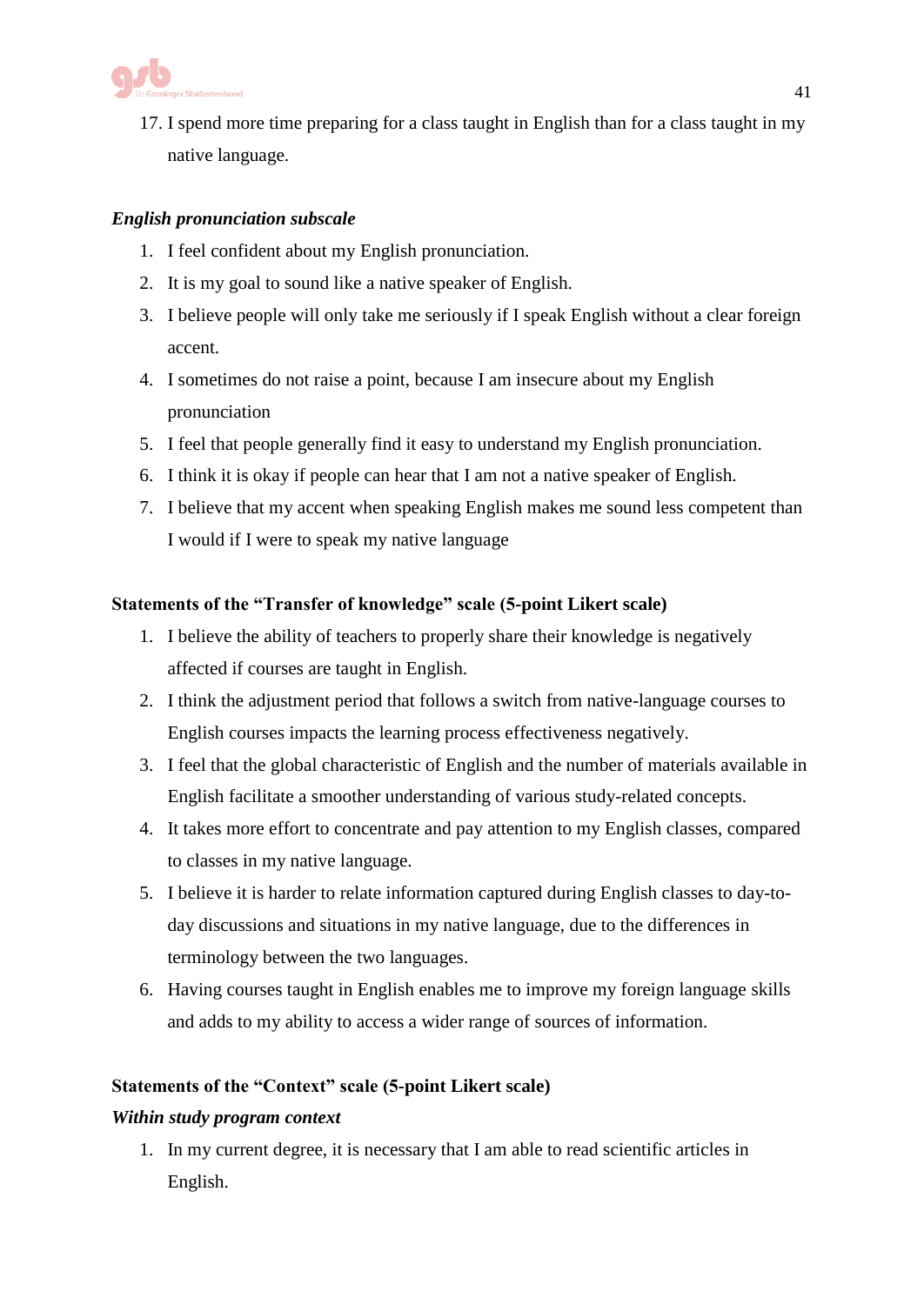17. I spend more time preparing for a class taught in English than for a class taught in my native language.

***English pronunciation subscale***

1. I feel confident about my English pronunciation.
2. It is my goal to sound like a native speaker of English.
3. I believe people will only take me seriously if I speak English without a clear foreign accent.
4. I sometimes do not raise a point, because I am insecure about my English pronunciation
5. I feel that people generally find it easy to understand my English pronunciation.
6. I think it is okay if people can hear that I am not a native speaker of English.
7. I believe that my accent when speaking English makes me sound less competent than I would if I were to speak my native language

**Statements of the "Transfer of knowledge" scale (5-point Likert scale)**

1. I believe the ability of teachers to properly share their knowledge is negatively affected if courses are taught in English.
2. I think the adjustment period that follows a switch from native-language courses to English courses impacts the learning process effectiveness negatively.
3. I feel that the global characteristic of English and the number of materials available in English facilitate a smoother understanding of various study-related concepts.
4. It takes more effort to concentrate and pay attention to my English classes, compared to classes in my native language.
5. I believe it is harder to relate information captured during English classes to day-to-day discussions and situations in my native language, due to the differences in terminology between the two languages.
6. Having courses taught in English enables me to improve my foreign language skills and adds to my ability to access a wider range of sources of information.

**Statements of the "Context" scale (5-point Likert scale)**

***Within study program context***

1. In my current degree, it is necessary that I am able to read scientific articles in English.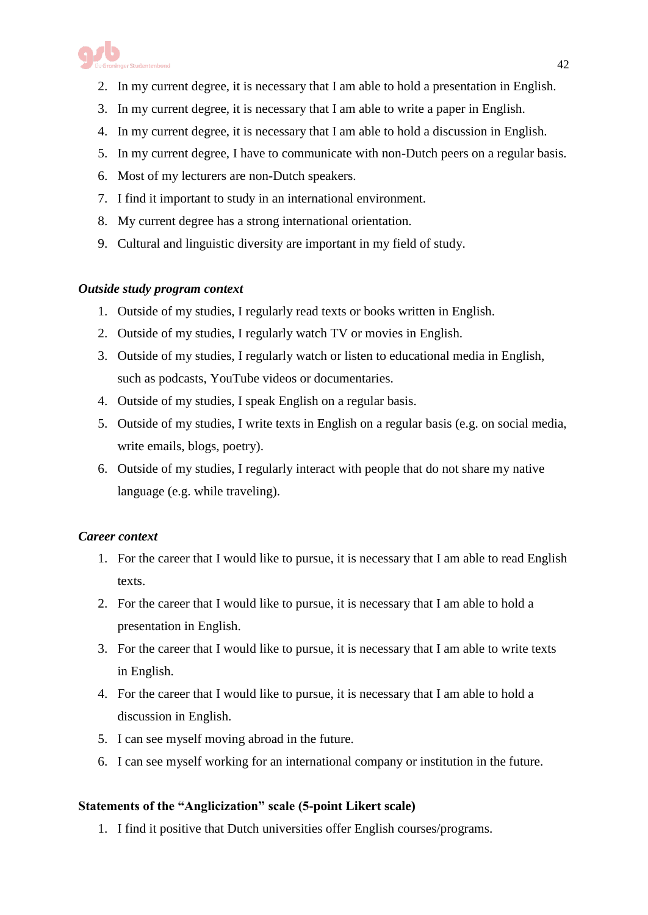2. In my current degree, it is necessary that I am able to hold a presentation in English.
3. In my current degree, it is necessary that I am able to write a paper in English.
4. In my current degree, it is necessary that I am able to hold a discussion in English.
5. In my current degree, I have to communicate with non-Dutch peers on a regular basis.
6. Most of my lecturers are non-Dutch speakers.
7. I find it important to study in an international environment.
8. My current degree has a strong international orientation.
9. Cultural and linguistic diversity are important in my field of study.

***Outside study program context***

1. Outside of my studies, I regularly read texts or books written in English.
2. Outside of my studies, I regularly watch TV or movies in English.
3. Outside of my studies, I regularly watch or listen to educational media in English, such as podcasts, YouTube videos or documentaries.
4. Outside of my studies, I speak English on a regular basis.
5. Outside of my studies, I write texts in English on a regular basis (e.g. on social media, write emails, blogs, poetry).
6. Outside of my studies, I regularly interact with people that do not share my native language (e.g. while traveling).

***Career context***

1. For the career that I would like to pursue, it is necessary that I am able to read English texts.
2. For the career that I would like to pursue, it is necessary that I am able to hold a presentation in English.
3. For the career that I would like to pursue, it is necessary that I am able to write texts in English.
4. For the career that I would like to pursue, it is necessary that I am able to hold a discussion in English.
5. I can see myself moving abroad in the future.
6. I can see myself working for an international company or institution in the future.

**Statements of the "Anglicization" scale (5-point Likert scale)**

1. I find it positive that Dutch universities offer English courses/programs.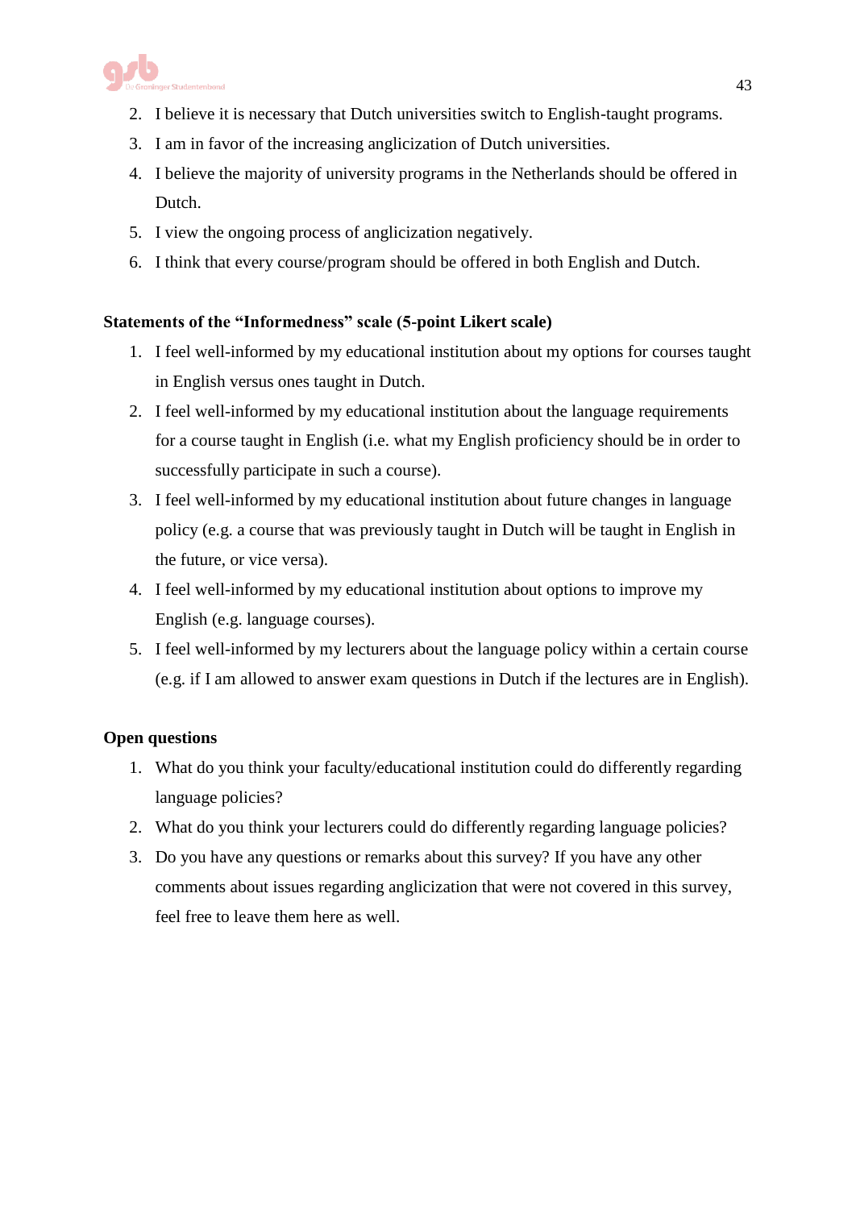2. I believe it is necessary that Dutch universities switch to English-taught programs.
3. I am in favor of the increasing anglicization of Dutch universities.
4. I believe the majority of university programs in the Netherlands should be offered in Dutch.
5. I view the ongoing process of anglicization negatively.
6. I think that every course/program should be offered in both English and Dutch.

**Statements of the "Informedness" scale (5-point Likert scale)**

1. I feel well-informed by my educational institution about my options for courses taught in English versus ones taught in Dutch.
2. I feel well-informed by my educational institution about the language requirements for a course taught in English (i.e. what my English proficiency should be in order to successfully participate in such a course).
3. I feel well-informed by my educational institution about future changes in language policy (e.g. a course that was previously taught in Dutch will be taught in English in the future, or vice versa).
4. I feel well-informed by my educational institution about options to improve my English (e.g. language courses).
5. I feel well-informed by my lecturers about the language policy within a certain course (e.g. if I am allowed to answer exam questions in Dutch if the lectures are in English).

**Open questions**

1. What do you think your faculty/educational institution could do differently regarding language policies?
2. What do you think your lecturers could do differently regarding language policies?
3. Do you have any questions or remarks about this survey? If you have any other comments about issues regarding anglicization that were not covered in this survey, feel free to leave them here as well.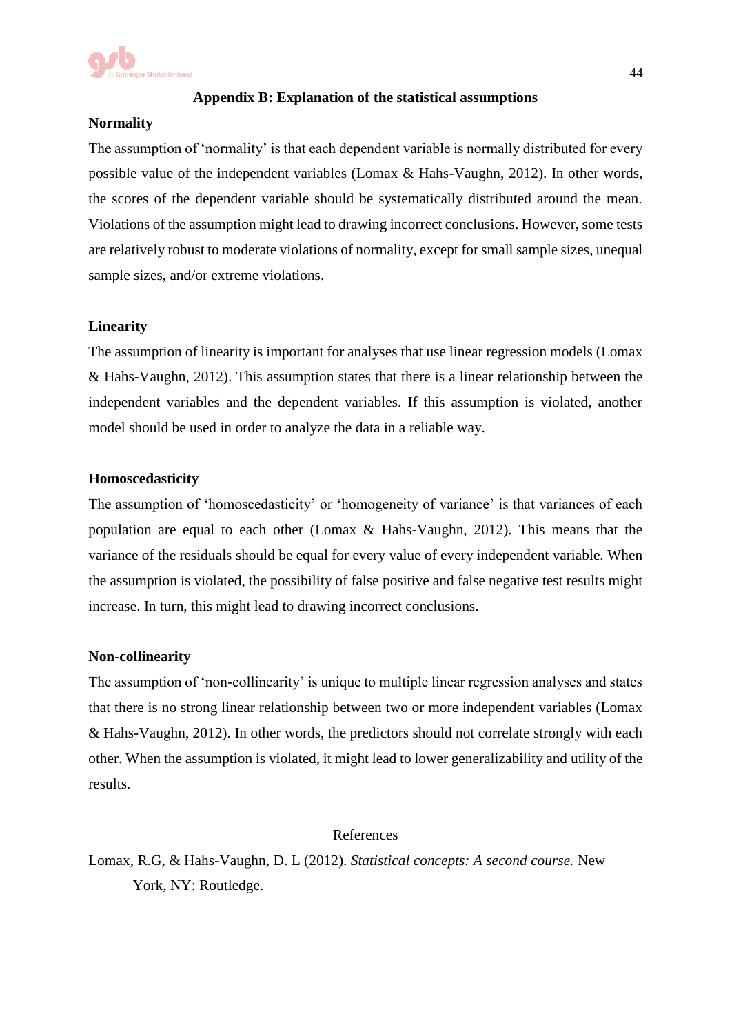# Appendix B: Explanation of the statistical assumptions

## Normality

The assumption of 'normality' is that each dependent variable is normally distributed for every possible value of the independent variables (Lomax & Hahs-Vaughn, 2012). In other words, the scores of the dependent variable should be systematically distributed around the mean. Violations of the assumption might lead to drawing incorrect conclusions. However, some tests are relatively robust to moderate violations of normality, except for small sample sizes, unequal sample sizes, and/or extreme violations.

## Linearity

The assumption of linearity is important for analyses that use linear regression models (Lomax & Hahs-Vaughn, 2012). This assumption states that there is a linear relationship between the independent variables and the dependent variables. If this assumption is violated, another model should be used in order to analyze the data in a reliable way.

## Homoscedasticity

The assumption of 'homoscedasticity' or 'homogeneity of variance' is that variances of each population are equal to each other (Lomax & Hahs-Vaughn, 2012). This means that the variance of the residuals should be equal for every value of every independent variable. When the assumption is violated, the possibility of false positive and false negative test results might increase. In turn, this might lead to drawing incorrect conclusions.

## Non-collinearity

The assumption of 'non-collinearity' is unique to multiple linear regression analyses and states that there is no strong linear relationship between two or more independent variables (Lomax & Hahs-Vaughn, 2012). In other words, the predictors should not correlate strongly with each other. When the assumption is violated, it might lead to lower generalizability and utility of the results.

References

Lomax, R.G, & Hahs-Vaughn, D. L (2012). *Statistical concepts: A second course.* New York, NY: Routledge.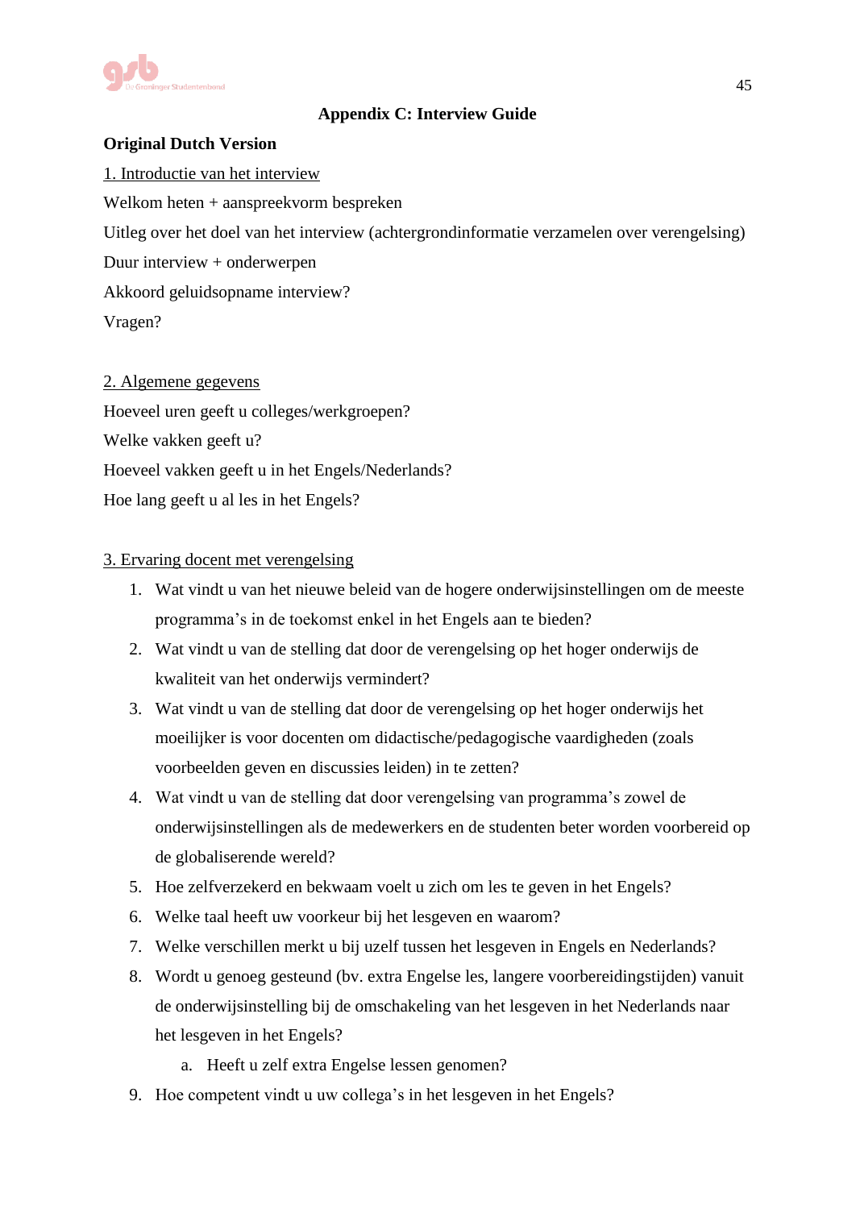## Appendix C: Interview Guide

**Original Dutch Version**

1. Introductie van het interview

Welkom heten + aanspreekvorm bespreken

Uitleg over het doel van het interview (achtergrondinformatie verzamelen over verengelsing)

Duur interview + onderwerpen

Akkoord geluidsopname interview?

Vragen?

2. Algemene gegevens

Hoeveel uren geeft u colleges/werkgroepen?

Welke vakken geeft u?

Hoeveel vakken geeft u in het Engels/Nederlands?

Hoe lang geeft u al les in het Engels?

3. Ervaring docent met verengelsing

1. Wat vindt u van het nieuwe beleid van de hogere onderwijsinstellingen om de meeste programma's in de toekomst enkel in het Engels aan te bieden?
2. Wat vindt u van de stelling dat door de verengelsing op het hoger onderwijs de kwaliteit van het onderwijs vermindert?
3. Wat vindt u van de stelling dat door de verengelsing op het hoger onderwijs het moeilijker is voor docenten om didactische/pedagogische vaardigheden (zoals voorbeelden geven en discussies leiden) in te zetten?
4. Wat vindt u van de stelling dat door verengelsing van programma's zowel de onderwijsinstellingen als de medewerkers en de studenten beter worden voorbereid op de globaliserende wereld?
5. Hoe zelfverzekerd en bekwaam voelt u zich om les te geven in het Engels?
6. Welke taal heeft uw voorkeur bij het lesgeven en waarom?
7. Welke verschillen merkt u bij uzelf tussen het lesgeven in Engels en Nederlands?
8. Wordt u genoeg gesteund (bv. extra Engelse les, langere voorbereidingstijden) vanuit de onderwijsinstelling bij de omschakeling van het lesgeven in het Nederlands naar het lesgeven in het Engels?
   a. Heeft u zelf extra Engelse lessen genomen?
9. Hoe competent vindt u uw collega's in het lesgeven in het Engels?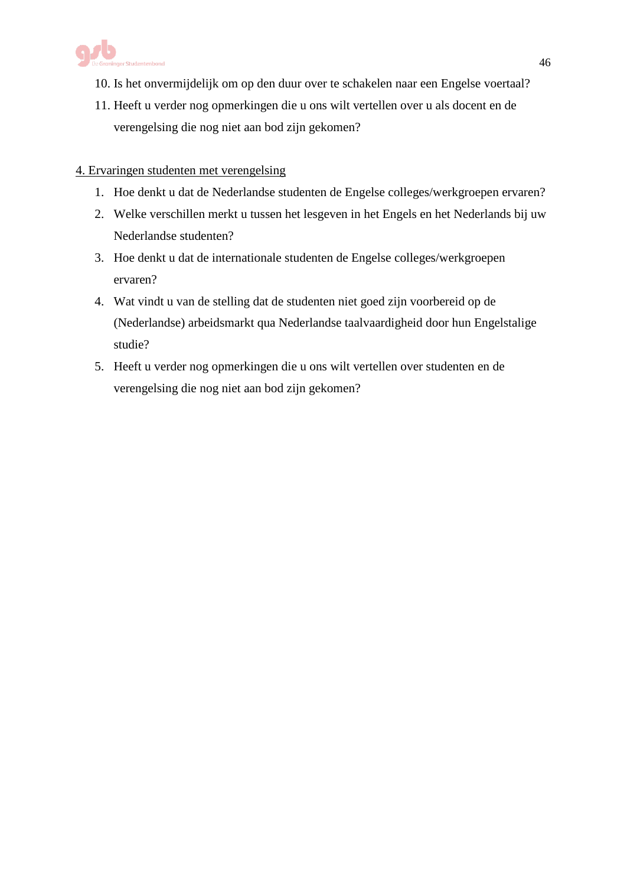10. Is het onvermijdelijk om op den duur over te schakelen naar een Engelse voertaal?
11. Heeft u verder nog opmerkingen die u ons wilt vertellen over u als docent en de verengelsing die nog niet aan bod zijn gekomen?

<u>4. Ervaringen studenten met verengelsing</u>

1. Hoe denkt u dat de Nederlandse studenten de Engelse colleges/werkgroepen ervaren?
2. Welke verschillen merkt u tussen het lesgeven in het Engels en het Nederlands bij uw Nederlandse studenten?
3. Hoe denkt u dat de internationale studenten de Engelse colleges/werkgroepen ervaren?
4. Wat vindt u van de stelling dat de studenten niet goed zijn voorbereid op de (Nederlandse) arbeidsmarkt qua Nederlandse taalvaardigheid door hun Engelstalige studie?
5. Heeft u verder nog opmerkingen die u ons wilt vertellen over studenten en de verengelsing die nog niet aan bod zijn gekomen?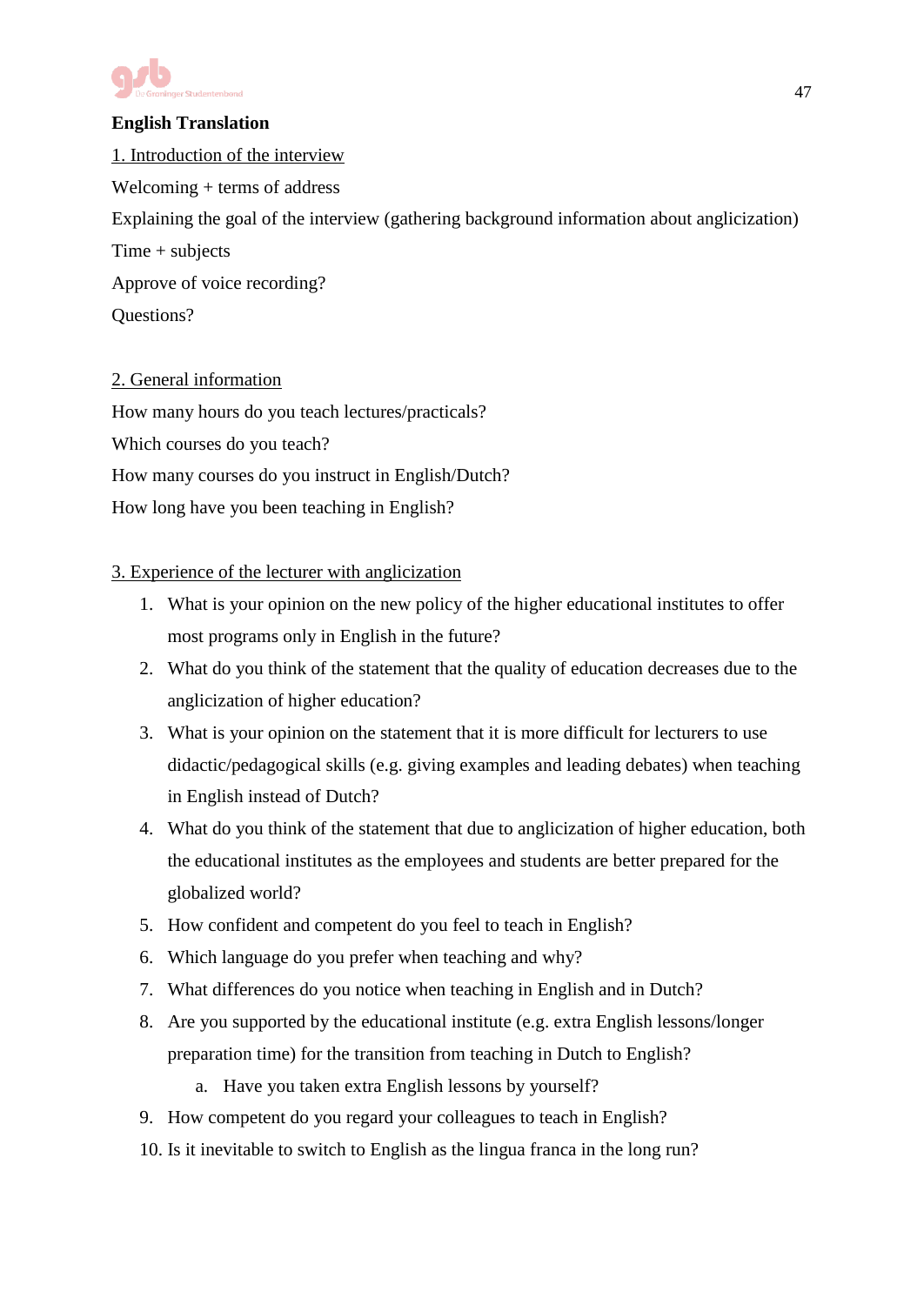**English Translation**

1. Introduction of the interview

Welcoming + terms of address

Explaining the goal of the interview (gathering background information about anglicization)

Time + subjects

Approve of voice recording?

Questions?

2. General information

How many hours do you teach lectures/practicals?

Which courses do you teach?

How many courses do you instruct in English/Dutch?

How long have you been teaching in English?

3. Experience of the lecturer with anglicization

1. What is your opinion on the new policy of the higher educational institutes to offer most programs only in English in the future?
2. What do you think of the statement that the quality of education decreases due to the anglicization of higher education?
3. What is your opinion on the statement that it is more difficult for lecturers to use didactic/pedagogical skills (e.g. giving examples and leading debates) when teaching in English instead of Dutch?
4. What do you think of the statement that due to anglicization of higher education, both the educational institutes as the employees and students are better prepared for the globalized world?
5. How confident and competent do you feel to teach in English?
6. Which language do you prefer when teaching and why?
7. What differences do you notice when teaching in English and in Dutch?
8. Are you supported by the educational institute (e.g. extra English lessons/longer preparation time) for the transition from teaching in Dutch to English?
    a. Have you taken extra English lessons by yourself?
9. How competent do you regard your colleagues to teach in English?
10. Is it inevitable to switch to English as the lingua franca in the long run?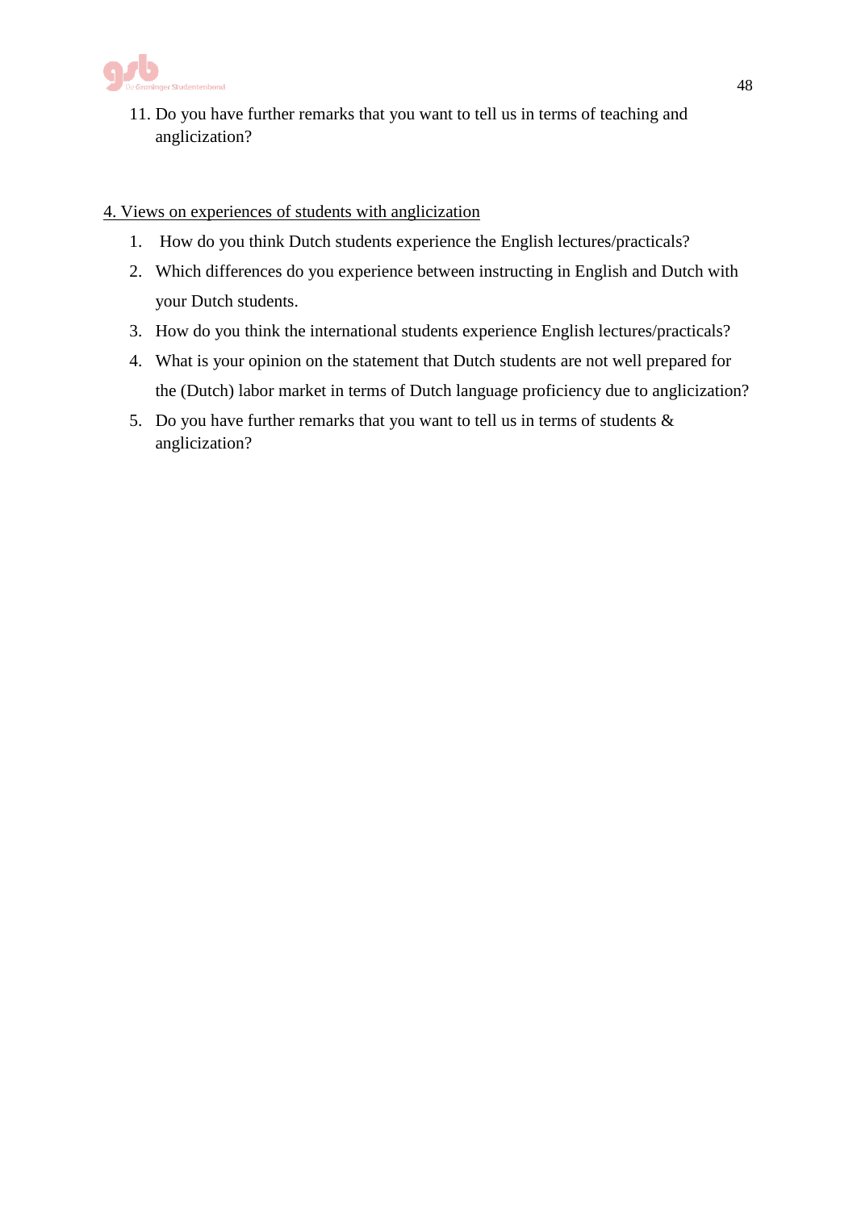11. Do you have further remarks that you want to tell us in terms of teaching and anglicization?

<u>4. Views on experiences of students with anglicization</u>

1. How do you think Dutch students experience the English lectures/practicals?
2. Which differences do you experience between instructing in English and Dutch with your Dutch students.
3. How do you think the international students experience English lectures/practicals?
4. What is your opinion on the statement that Dutch students are not well prepared for the (Dutch) labor market in terms of Dutch language proficiency due to anglicization?
5. Do you have further remarks that you want to tell us in terms of students & anglicization?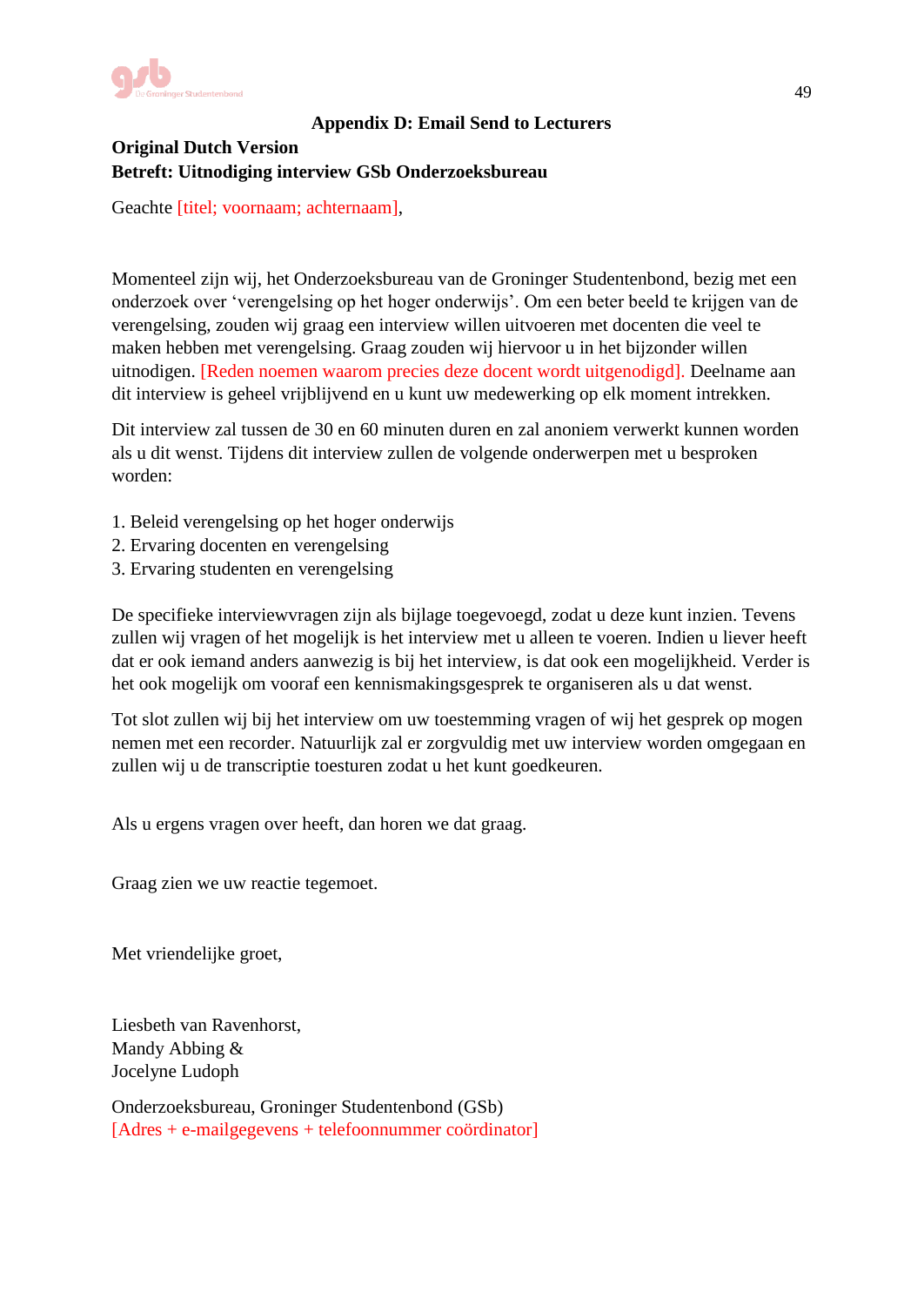## Appendix D: Email Send to Lecturers

**Original Dutch Version**

**Betreft: Uitnodiging interview GSb Onderzoeksbureau**

Geachte [titel; voornaam; achternaam],

Momenteel zijn wij, het Onderzoeksbureau van de Groninger Studentenbond, bezig met een onderzoek over 'verengelsing op het hoger onderwijs'. Om een beter beeld te krijgen van de verengelsing, zouden wij graag een interview willen uitvoeren met docenten die veel te maken hebben met verengelsing. Graag zouden wij hiervoor u in het bijzonder willen uitnodigen. [Reden noemen waarom precies deze docent wordt uitgenodigd]. Deelname aan dit interview is geheel vrijblijvend en u kunt uw medewerking op elk moment intrekken.

Dit interview zal tussen de 30 en 60 minuten duren en zal anoniem verwerkt kunnen worden als u dit wenst. Tijdens dit interview zullen de volgende onderwerpen met u besproken worden:

1. Beleid verengelsing op het hoger onderwijs
2. Ervaring docenten en verengelsing
3. Ervaring studenten en verengelsing

De specifieke interviewvragen zijn als bijlage toegevoegd, zodat u deze kunt inzien. Tevens zullen wij vragen of het mogelijk is het interview met u alleen te voeren. Indien u liever heeft dat er ook iemand anders aanwezig is bij het interview, is dat ook een mogelijkheid. Verder is het ook mogelijk om vooraf een kennismakingsgesprek te organiseren als u dat wenst.

Tot slot zullen wij bij het interview om uw toestemming vragen of wij het gesprek op mogen nemen met een recorder. Natuurlijk zal er zorgvuldig met uw interview worden omgegaan en zullen wij u de transcriptie toesturen zodat u het kunt goedkeuren.

Als u ergens vragen over heeft, dan horen we dat graag.

Graag zien we uw reactie tegemoet.

Met vriendelijke groet,

Liesbeth van Ravenhorst,
Mandy Abbing &
Jocelyne Ludoph

Onderzoeksbureau, Groninger Studentenbond (GSb)
[Adres + e-mailgegevens + telefoonnummer coördinator]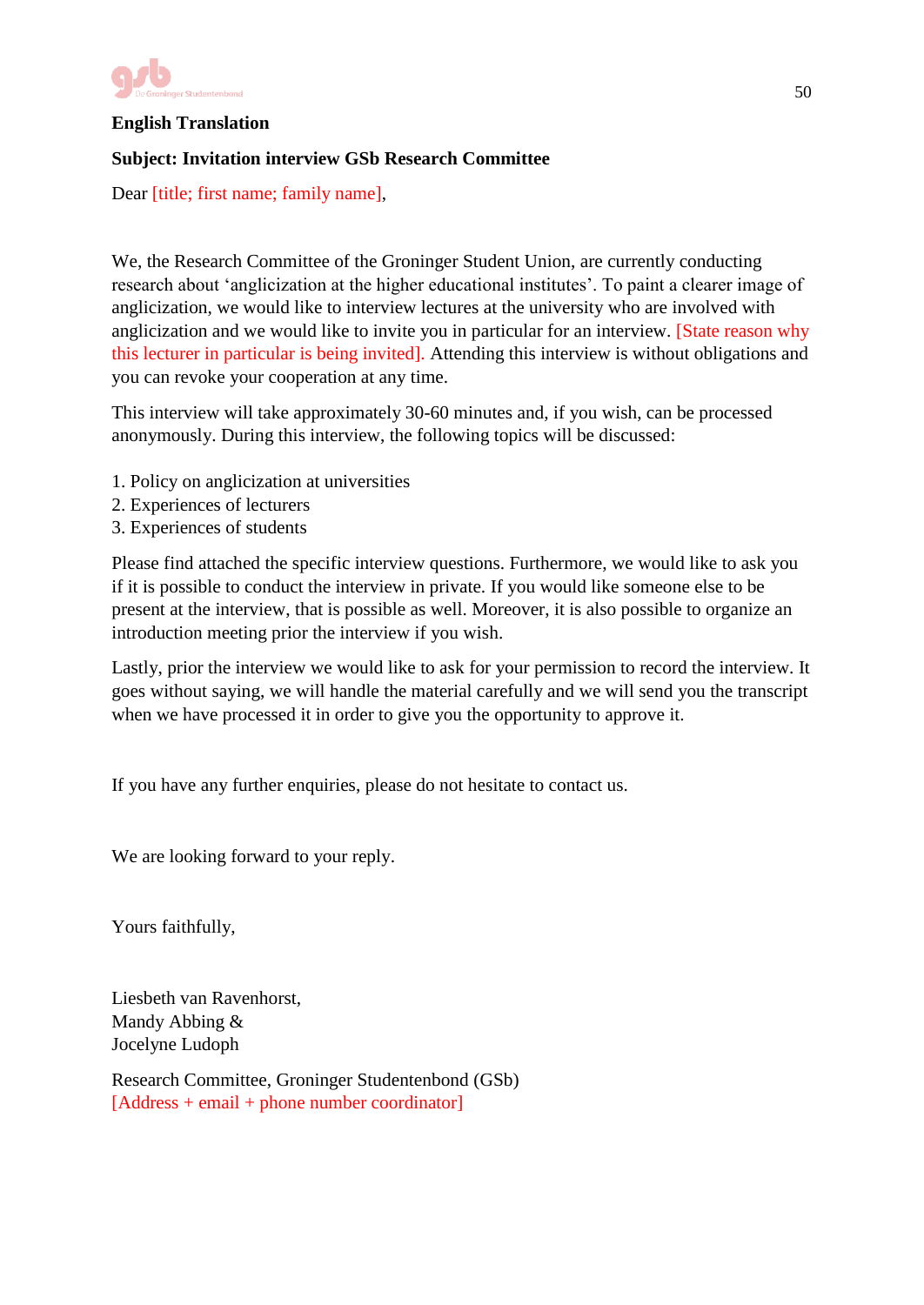**English Translation**

**Subject: Invitation interview GSb Research Committee**

Dear [title; first name; family name],

We, the Research Committee of the Groninger Student Union, are currently conducting research about 'anglicization at the higher educational institutes'. To paint a clearer image of anglicization, we would like to interview lectures at the university who are involved with anglicization and we would like to invite you in particular for an interview. [State reason why this lecturer in particular is being invited]. Attending this interview is without obligations and you can revoke your cooperation at any time.

This interview will take approximately 30-60 minutes and, if you wish, can be processed anonymously. During this interview, the following topics will be discussed:

1. Policy on anglicization at universities
2. Experiences of lecturers
3. Experiences of students

Please find attached the specific interview questions. Furthermore, we would like to ask you if it is possible to conduct the interview in private. If you would like someone else to be present at the interview, that is possible as well. Moreover, it is also possible to organize an introduction meeting prior the interview if you wish.

Lastly, prior the interview we would like to ask for your permission to record the interview. It goes without saying, we will handle the material carefully and we will send you the transcript when we have processed it in order to give you the opportunity to approve it.

If you have any further enquiries, please do not hesitate to contact us.

We are looking forward to your reply.

Yours faithfully,

Liesbeth van Ravenhorst,
Mandy Abbing &
Jocelyne Ludoph

Research Committee, Groninger Studentenbond (GSb)
[Address + email + phone number coordinator]